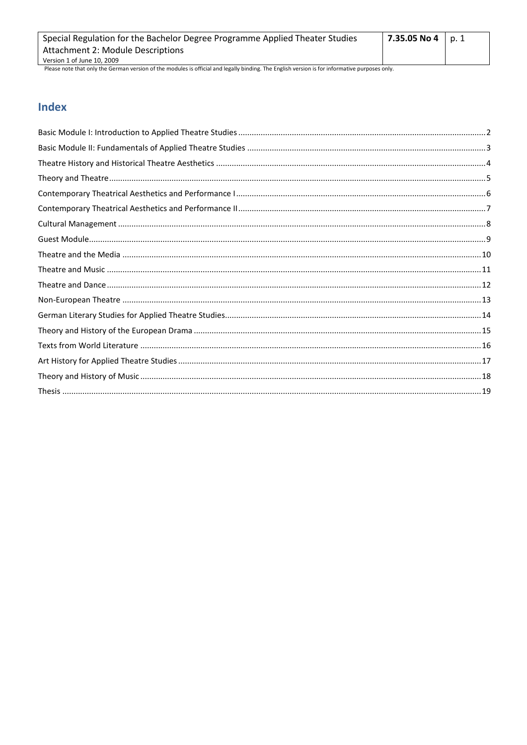Please note that only the German version of the modules is official and legally binding. The English version is for informative purposes only.

## Index

Basic Module I: Introduction to Applied Theatre Studies ... 2
Basic Module II: Fundamentals of Applied Theatre Studies ... 3
Theatre History and Historical Theatre Aesthetics ... 4
Theory and Theatre ... 5
Contemporary Theatrical Aesthetics and Performance I ... 6
Contemporary Theatrical Aesthetics and Performance II ... 7
Cultural Management ... 8
Guest Module ... 9
Theatre and the Media ... 10
Theatre and Music ... 11
Theatre and Dance ... 12
Non-European Theatre ... 13
German Literary Studies for Applied Theatre Studies ... 14
Theory and History of the European Drama ... 15
Texts from World Literature ... 16
Art History for Applied Theatre Studies ... 17
Theory and History of Music ... 18
Thesis ... 19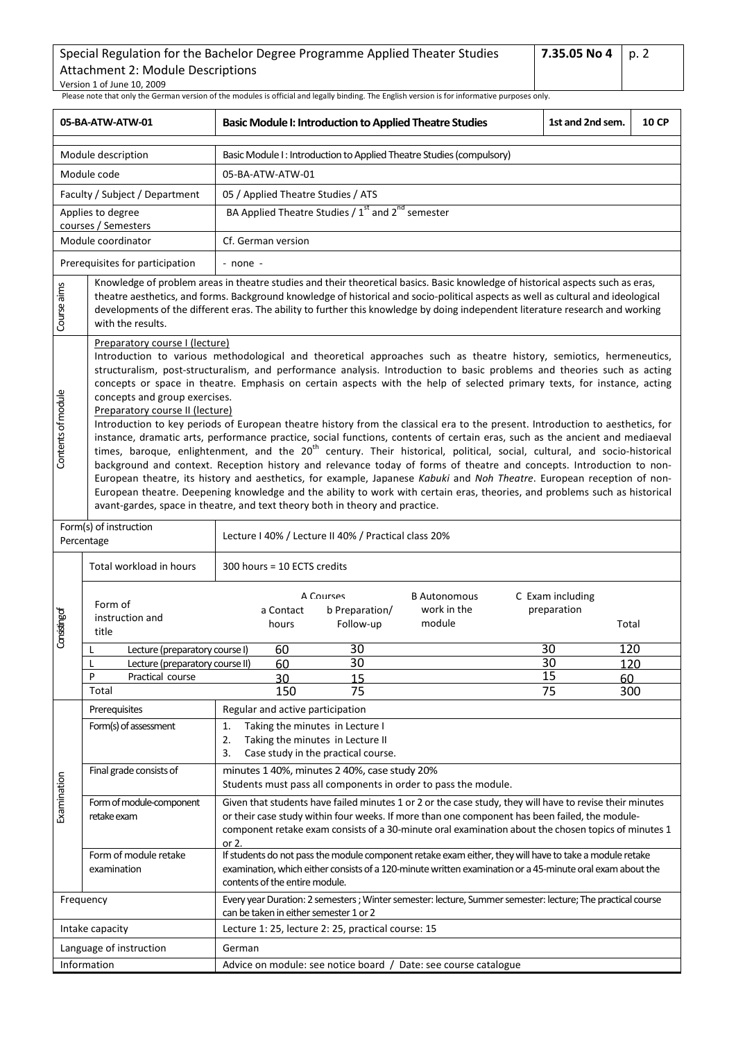Please note that only the German version of the modules is official and legally binding. The English version is for informative purposes only.

| 05-BA-ATW-ATW-01 | Basic Module I: Introduction to Applied Theatre Studies | 1st and 2nd sem. | 10 CP |
|---|---|---|---|
| Module description | Basic Module I : Introduction to Applied Theatre Studies (compulsory) | | |
| Module code | 05-BA-ATW-ATW-01 | | |
| Faculty / Subject / Department | 05 / Applied Theatre Studies / ATS | | |
| Applies to degree courses / Semesters | BA Applied Theatre Studies / 1st and 2nd semester | | |
| Module coordinator | Cf. German version | | |
| Prerequisites for participation | - none - | | |
| Course aims | Knowledge of problem areas in theatre studies and their theoretical basics. Basic knowledge of historical aspects such as eras, theatre aesthetics, and forms. Background knowledge of historical and socio-political aspects as well as cultural and ideological developments of the different eras. The ability to further this knowledge by doing independent literature research and working with the results. | | |
| Contents of module | Preparatory course I (lecture)<br>Introduction to various methodological and theoretical approaches such as theatre history, semiotics, hermeneutics, structuralism, post-structuralism, and performance analysis. Introduction to basic problems and theories such as acting concepts or space in theatre. Emphasis on certain aspects with the help of selected primary texts, for instance, acting concepts and group exercises.<br>Preparatory course II (lecture)<br>Introduction to key periods of European theatre history from the classical era to the present. Introduction to aesthetics, for instance, dramatic arts, performance practice, social functions, contents of certain eras, such as the ancient and mediaeval times, baroque, enlightenment, and the 20th century. Their historical, political, social, cultural, and socio-historical background and context. Reception history and relevance today of forms of theatre and concepts. Introduction to non-European theatre, its history and aesthetics, for example, Japanese *Kabuki* and *Noh Theatre*. European reception of non-European theatre. Deepening knowledge and the ability to work with certain eras, theories, and problems such as historical avant-gardes, space in theatre, and text theory both in theory and practice. | | |
| Form(s) of instruction Percentage | Lecture I 40% / Lecture II 40% / Practical class 20% | | |

**Consisting of**

Total workload in hours: 300 hours = 10 ECTS credits

| Form of instruction and title | A Courses: a Contact hours | A Courses: b Preparation/ Follow-up | B Autonomous work in the module | C Exam including preparation | Total |
|---|---|---|---|---|---|
| L Lecture (preparatory course I) | 60 | 30 | | 30 | 120 |
| L Lecture (preparatory course II) | 60 | 30 | | 30 | 120 |
| P Practical course | 30 | 15 | | 15 | 60 |
| Total | 150 | 75 | | 75 | 300 |

**Examination**

| | |
|---|---|
| Prerequisites | Regular and active participation |
| Form(s) of assessment | 1. Taking the minutes in Lecture I<br>2. Taking the minutes in Lecture II<br>3. Case study in the practical course. |
| Final grade consists of | minutes 1 40%, minutes 2 40%, case study 20%<br>Students must pass all components in order to pass the module. |
| Form of module-component retake exam | Given that students have failed minutes 1 or 2 or the case study, they will have to revise their minutes or their case study within four weeks. If more than one component has been failed, the module-component retake exam consists of a 30-minute oral examination about the chosen topics of minutes 1 or 2. |
| Form of module retake examination | If students do not pass the module component retake exam either, they will have to take a module retake examination, which either consists of a 120-minute written examination or a 45-minute oral exam about the contents of the entire module. |

| | |
|---|---|
| Frequency | Every year Duration: 2 semesters ; Winter semester: lecture, Summer semester: lecture; The practical course can be taken in either semester 1 or 2 |
| Intake capacity | Lecture 1: 25, lecture 2: 25, practical course: 15 |
| Language of instruction | German |
| Information | Advice on module: see notice board / Date: see course catalogue |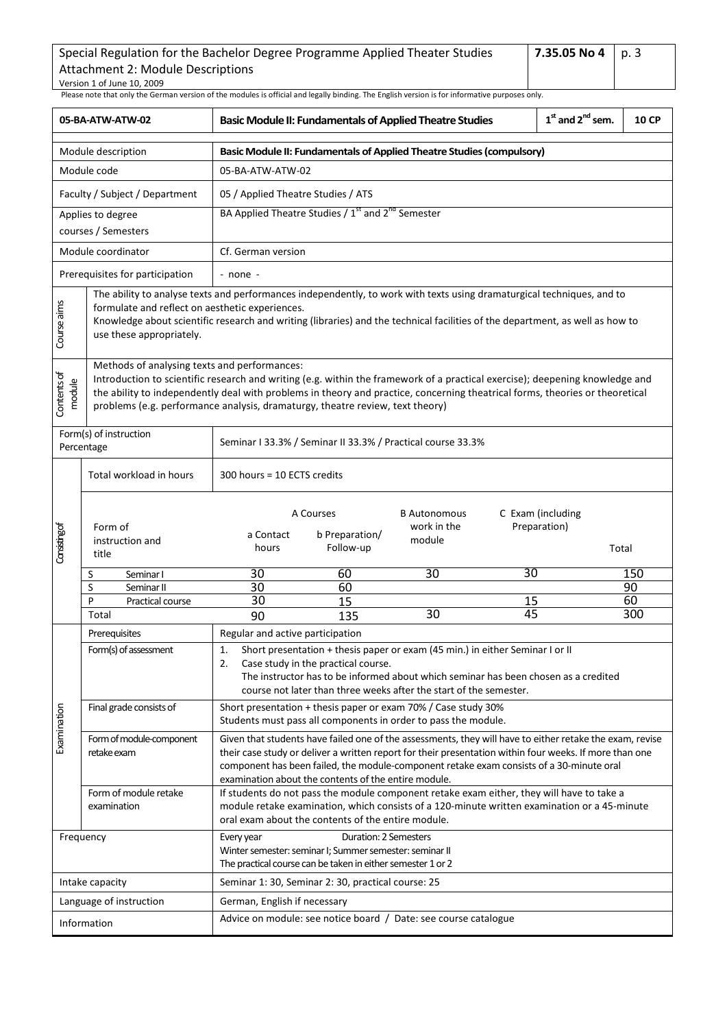Please note that only the German version of the modules is official and legally binding. The English version is for informative purposes only.

| 05-BA-ATW-ATW-02 | Basic Module II: Fundamentals of Applied Theatre Studies | 1st and 2nd sem. | 10 CP |
|---|---|---|---|

| | |
|---|---|
| Module description | **Basic Module II: Fundamentals of Applied Theatre Studies (compulsory)** |
| Module code | 05-BA-ATW-ATW-02 |
| Faculty / Subject / Department | 05 / Applied Theatre Studies / ATS |
| Applies to degree courses / Semesters | BA Applied Theatre Studies / 1st and 2nd Semester |
| Module coordinator | Cf. German version |
| Prerequisites for participation | - none - |
| Course aims | The ability to analyse texts and performances independently, to work with texts using dramaturgical techniques, and to formulate and reflect on aesthetic experiences. Knowledge about scientific research and writing (libraries) and the technical facilities of the department, as well as how to use these appropriately. |
| Contents of module | Methods of analysing texts and performances: Introduction to scientific research and writing (e.g. within the framework of a practical exercise); deepening knowledge and the ability to independently deal with problems in theory and practice, concerning theatrical forms, theories or theoretical problems (e.g. performance analysis, dramaturgy, theatre review, text theory) |
| Form(s) of instruction Percentage | Seminar I 33.3% / Seminar II 33.3% / Practical course 33.3% |
| Total workload in hours | 300 hours = 10 ECTS credits |

**Consisting of**

| Form of instruction and title | A Courses: a Contact hours | A Courses: b Preparation/ Follow-up | B Autonomous work in the module | C Exam (including Preparation) | Total |
|---|---|---|---|---|---|
| S Seminar I | 30 | 60 | 30 | 30 | 150 |
| S Seminar II | 30 | 60 | | | 90 |
| P Practical course | 30 | 15 | | 15 | 60 |
| Total | 90 | 135 | 30 | 45 | 300 |

**Examination**

| | |
|---|---|
| Prerequisites | Regular and active participation |
| Form(s) of assessment | 1. Short presentation + thesis paper or exam (45 min.) in either Seminar I or II<br>2. Case study in the practical course.<br>The instructor has to be informed about which seminar has been chosen as a credited course not later than three weeks after the start of the semester. |
| Final grade consists of | Short presentation + thesis paper or exam 70% / Case study 30%<br>Students must pass all components in order to pass the module. |
| Form of module-component retake exam | Given that students have failed one of the assessments, they will have to either retake the exam, revise their case study or deliver a written report for their presentation within four weeks. If more than one component has been failed, the module-component retake exam consists of a 30-minute oral examination about the contents of the entire module. |
| Form of module retake examination | If students do not pass the module component retake exam either, they will have to take a module retake examination, which consists of a 120-minute written examination or a 45-minute oral exam about the contents of the entire module. |

| | |
|---|---|
| Frequency | Every year Duration: 2 Semesters<br>Winter semester: seminar I; Summer semester: seminar II<br>The practical course can be taken in either semester 1 or 2 |
| Intake capacity | Seminar 1: 30, Seminar 2: 30, practical course: 25 |
| Language of instruction | German, English if necessary |
| Information | Advice on module: see notice board / Date: see course catalogue |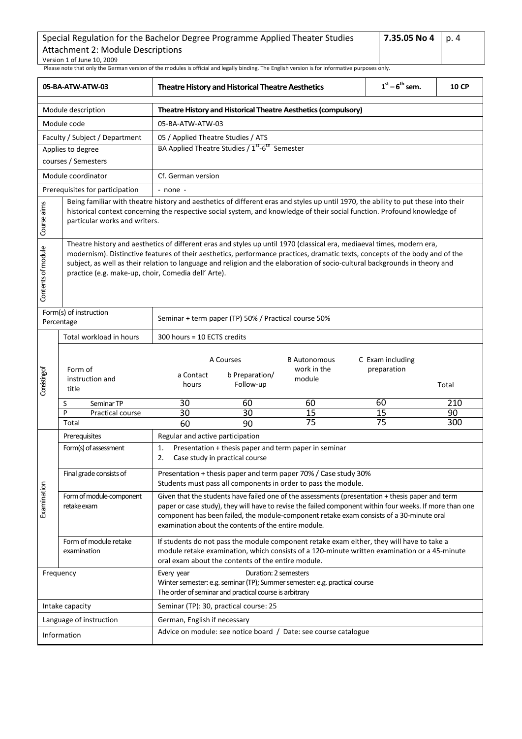Please note that only the German version of the modules is official and legally binding. The English version is for informative purposes only.

| 05-BA-ATW-ATW-03 | Theatre History and Historical Theatre Aesthetics | | | | $1^{st} – 6^{th}$ sem. | 10 CP |
|---|---|---|---|---|---|---|
| Module description | **Theatre History and Historical Theatre Aesthetics (compulsory)** | | | | | |
| Module code | 05-BA-ATW-ATW-03 | | | | | |
| Faculty / Subject / Department | 05 / Applied Theatre Studies / ATS | | | | | |
| Applies to degree courses / Semesters | BA Applied Theatre Studies / $1^{st}$-$6^{th}$ Semester | | | | | |
| Module coordinator | Cf. German version | | | | | |
| Prerequisites for participation | - none - | | | | | |
| Course aims | Being familiar with theatre history and aesthetics of different eras and styles up until 1970, the ability to put these into their historical context concerning the respective social system, and knowledge of their social function. Profound knowledge of particular works and writers. | | | | | |
| Contents of module | Theatre history and aesthetics of different eras and styles up until 1970 (classical era, mediaeval times, modern era, modernism). Distinctive features of their aesthetics, performance practices, dramatic texts, concepts of the body and of the subject, as well as their relation to language and religion and the elaboration of socio-cultural backgrounds in theory and practice (e.g. make-up, choir, Comedia dell' Arte). | | | | | |
| Form(s) of instruction Percentage | Seminar + term paper (TP) 50% / Practical course 50% | | | | | |
| Consisting of: Total workload in hours | 300 hours = 10 ECTS credits | | | | | |
| Form of instruction and title | A Courses: a Contact hours | A Courses: b Preparation/ Follow-up | B Autonomous work in the module | C Exam including preparation | | Total |
| S Seminar TP | 30 | 60 | 60 | 60 | | 210 |
| P Practical course | 30 | 30 | 15 | 15 | | 90 |
| Total | 60 | 90 | 75 | 75 | | 300 |
| Examination: Prerequisites | Regular and active participation | | | | | |
| Form(s) of assessment | 1. Presentation + thesis paper and term paper in seminar<br>2. Case study in practical course | | | | | |
| Final grade consists of | Presentation + thesis paper and term paper 70% / Case study 30%<br>Students must pass all components in order to pass the module. | | | | | |
| Form of module-component retake exam | Given that the students have failed one of the assessments (presentation + thesis paper and term paper or case study), they will have to revise the failed component within four weeks. If more than one component has been failed, the module-component retake exam consists of a 30-minute oral examination about the contents of the entire module. | | | | | |
| Form of module retake examination | If students do not pass the module component retake exam either, they will have to take a module retake examination, which consists of a 120-minute written examination or a 45-minute oral exam about the contents of the entire module. | | | | | |
| Frequency | Every year Duration: 2 semesters<br>Winter semester: e.g. seminar (TP); Summer semester: e.g. practical course<br>The order of seminar and practical course is arbitrary | | | | | |
| Intake capacity | Seminar (TP): 30, practical course: 25 | | | | | |
| Language of instruction | German, English if necessary | | | | | |
| Information | Advice on module: see notice board / Date: see course catalogue | | | | | |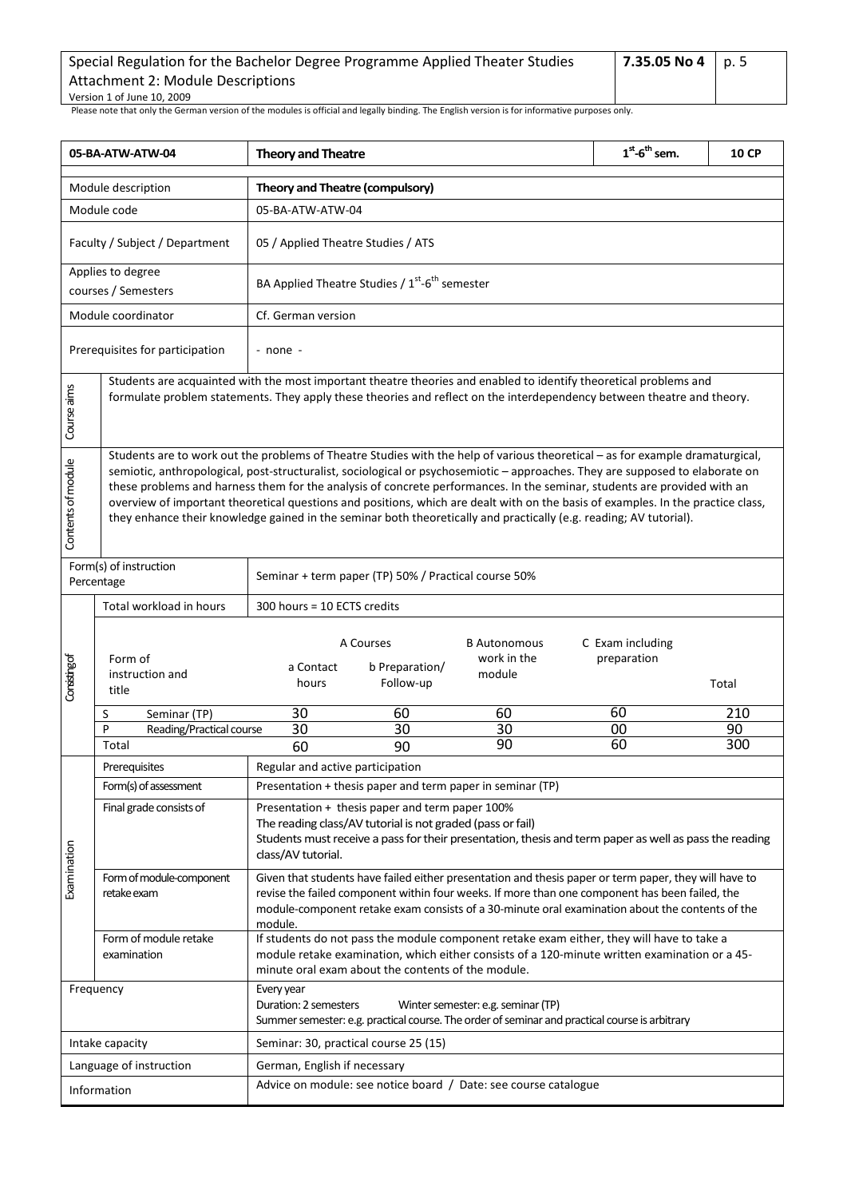Please note that only the German version of the modules is official and legally binding. The English version is for informative purposes only.

| 05-BA-ATW-ATW-04 | **Theory and Theatre** | $1^{st}$-$6^{th}$ sem. | **10 CP** |
|---|---|---|---|

| | |
|---|---|
| Module description | **Theory and Theatre (compulsory)** |
| Module code | 05-BA-ATW-ATW-04 |
| Faculty / Subject / Department | 05 / Applied Theatre Studies / ATS |
| Applies to degree courses / Semesters | BA Applied Theatre Studies / $1^{st}$-$6^{th}$ semester |
| Module coordinator | Cf. German version |
| Prerequisites for participation | - none - |
| Course aims | Students are acquainted with the most important theatre theories and enabled to identify theoretical problems and formulate problem statements. They apply these theories and reflect on the interdependency between theatre and theory. |
| Contents of module | Students are to work out the problems of Theatre Studies with the help of various theoretical – as for example dramaturgical, semiotic, anthropological, post-structuralist, sociological or psychosemiotic – approaches. They are supposed to elaborate on these problems and harness them for the analysis of concrete performances. In the seminar, students are provided with an overview of important theoretical questions and positions, which are dealt with on the basis of examples. In the practice class, they enhance their knowledge gained in the seminar both theoretically and practically (e.g. reading; AV tutorial). |
| Form(s) of instruction Percentage | Seminar + term paper (TP) 50% / Practical course 50% |
| Total workload in hours | 300 hours = 10 ECTS credits |

| Consisting of | A Courses: a Contact hours | A Courses: b Preparation/ Follow-up | B Autonomous work in the module | C Exam including preparation | Total |
|---|---|---|---|---|---|
| Form of instruction and title | | | | | |
| S Seminar (TP) | 30 | 60 | 60 | 60 | 210 |
| P Reading/Practical course | 30 | 30 | 30 | 00 | 90 |
| Total | 60 | 90 | 90 | 60 | 300 |

| Examination | |
|---|---|
| Prerequisites | Regular and active participation |
| Form(s) of assessment | Presentation + thesis paper and term paper in seminar (TP) |
| Final grade consists of | Presentation + thesis paper and term paper 100%<br>The reading class/AV tutorial is not graded (pass or fail)<br>Students must receive a pass for their presentation, thesis and term paper as well as pass the reading class/AV tutorial. |
| Form of module-component retake exam | Given that students have failed either presentation and thesis paper or term paper, they will have to revise the failed component within four weeks. If more than one component has been failed, the module-component retake exam consists of a 30-minute oral examination about the contents of the module. |
| Form of module retake examination | If students do not pass the module component retake exam either, they will have to take a module retake examination, which either consists of a 120-minute written examination or a 45-minute oral exam about the contents of the module. |

| | |
|---|---|
| Frequency | Every year<br>Duration: 2 semesters Winter semester: e.g. seminar (TP)<br>Summer semester: e.g. practical course. The order of seminar and practical course is arbitrary |
| Intake capacity | Seminar: 30, practical course 25 (15) |
| Language of instruction | German, English if necessary |
| Information | Advice on module: see notice board / Date: see course catalogue |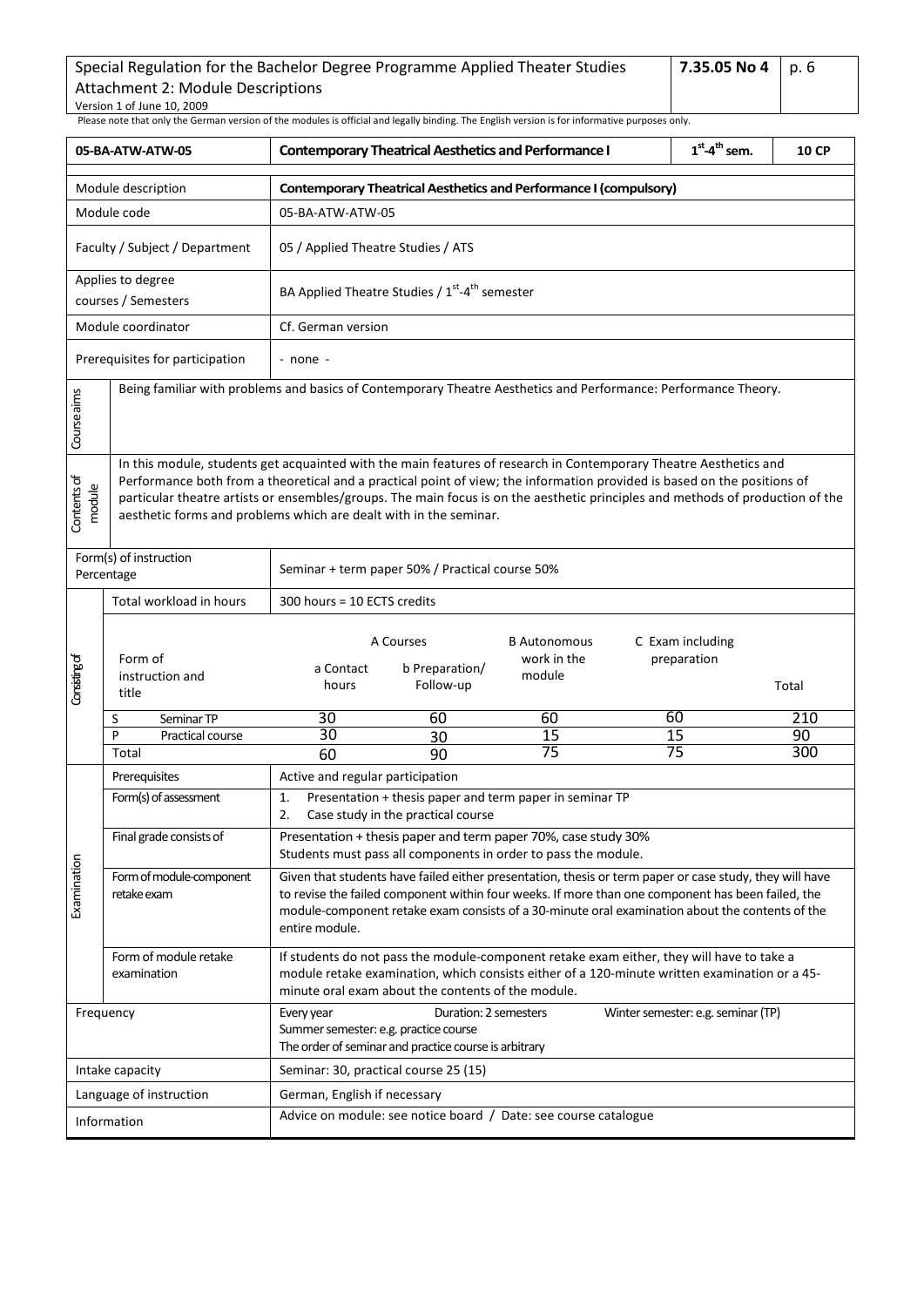Please note that only the German version of the modules is official and legally binding. The English version is for informative purposes only.

| 05-BA-ATW-ATW-05 | Contemporary Theatrical Aesthetics and Performance I | $1^{st}$-$4^{th}$ sem. | 10 CP |
|---|---|---|---|

| | |
|---|---|
| Module description | **Contemporary Theatrical Aesthetics and Performance I (compulsory)** |
| Module code | 05-BA-ATW-ATW-05 |
| Faculty / Subject / Department | 05 / Applied Theatre Studies / ATS |
| Applies to degree courses / Semesters | BA Applied Theatre Studies / $1^{st}$-$4^{th}$ semester |
| Module coordinator | Cf. German version |
| Prerequisites for participation | - none - |
| Course aims | Being familiar with problems and basics of Contemporary Theatre Aesthetics and Performance: Performance Theory. |
| Contents of module | In this module, students get acquainted with the main features of research in Contemporary Theatre Aesthetics and Performance both from a theoretical and a practical point of view; the information provided is based on the positions of particular theatre artists or ensembles/groups. The main focus is on the aesthetic principles and methods of production of the aesthetic forms and problems which are dealt with in the seminar. |
| Form(s) of instruction Percentage | Seminar + term paper 50% / Practical course 50% |

**Consisting of**

Total workload in hours: 300 hours = 10 ECTS credits

| Form of instruction and title | | A Courses: a Contact hours | A Courses: b Preparation/ Follow-up | B Autonomous work in the module | C Exam including preparation | Total |
|---|---|---|---|---|---|---|
| S | Seminar TP | 30 | 60 | 60 | 60 | 210 |
| P | Practical course | 30 | 30 | 15 | 15 | 90 |
| Total | | 60 | 90 | 75 | 75 | 300 |

**Examination**

| | |
|---|---|
| Prerequisites | Active and regular participation |
| Form(s) of assessment | 1. Presentation + thesis paper and term paper in seminar TP<br>2. Case study in the practical course |
| Final grade consists of | Presentation + thesis paper and term paper 70%, case study 30%<br>Students must pass all components in order to pass the module. |
| Form of module-component retake exam | Given that students have failed either presentation, thesis or term paper or case study, they will have to revise the failed component within four weeks. If more than one component has been failed, the module-component retake exam consists of a 30-minute oral examination about the contents of the entire module. |
| Form of module retake examination | If students do not pass the module-component retake exam either, they will have to take a module retake examination, which consists either of a 120-minute written examination or a 45-minute oral exam about the contents of the module. |

| | |
|---|---|
| Frequency | Every year — Duration: 2 semesters — Winter semester: e.g. seminar (TP)<br>Summer semester: e.g. practice course<br>The order of seminar and practice course is arbitrary |
| Intake capacity | Seminar: 30, practical course 25 (15) |
| Language of instruction | German, English if necessary |
| Information | Advice on module: see notice board / Date: see course catalogue |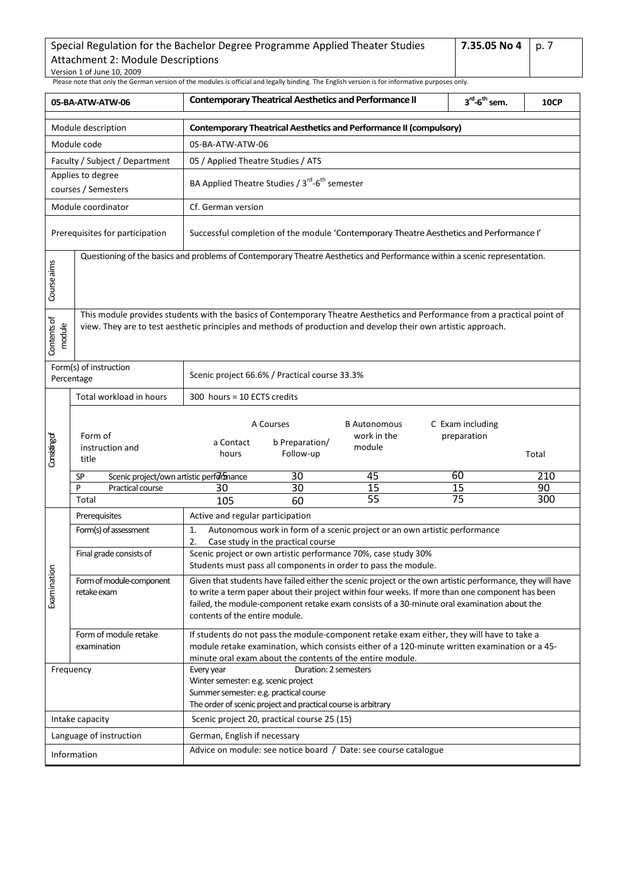Please note that only the German version of the modules is official and legally binding. The English version is for informative purposes only.

| 05-BA-ATW-ATW-06 | Contemporary Theatrical Aesthetics and Performance II | | | | 3rd-6th sem. | 10CP |
|---|---|---|---|---|---|---|
| Module description | **Contemporary Theatrical Aesthetics and Performance II (compulsory)** | | | | | |
| Module code | 05-BA-ATW-ATW-06 | | | | | |
| Faculty / Subject / Department | 05 / Applied Theatre Studies / ATS | | | | | |
| Applies to degree courses / Semesters | BA Applied Theatre Studies / 3rd-6th semester | | | | | |
| Module coordinator | Cf. German version | | | | | |
| Prerequisites for participation | Successful completion of the module 'Contemporary Theatre Aesthetics and Performance I' | | | | | |
| Course aims | Questioning of the basics and problems of Contemporary Theatre Aesthetics and Performance within a scenic representation. | | | | | |
| Contents of module | This module provides students with the basics of Contemporary Theatre Aesthetics and Performance from a practical point of view. They are to test aesthetic principles and methods of production and develop their own artistic approach. | | | | | |
| Form(s) of instruction Percentage | Scenic project 66.6% / Practical course 33.3% | | | | | |
| Consisting of: Total workload in hours | 300 hours = 10 ECTS credits | | | | | |
| Form of instruction and title | A Courses: a Contact hours | A Courses: b Preparation/ Follow-up | B Autonomous work in the module | C Exam including preparation | | Total |
| SP Scenic project/own artistic performance | 75 | 30 | 45 | 60 | | 210 |
| P Practical course | 30 | 30 | 15 | 15 | | 90 |
| Total | 105 | 60 | 55 | 75 | | 300 |
| Examination: Prerequisites | Active and regular participation | | | | | |
| Form(s) of assessment | 1. Autonomous work in form of a scenic project or an own artistic performance<br>2. Case study in the practical course | | | | | |
| Final grade consists of | Scenic project or own artistic performance 70%, case study 30%<br>Students must pass all components in order to pass the module. | | | | | |
| Form of module-component retake exam | Given that students have failed either the scenic project or the own artistic performance, they will have to write a term paper about their project within four weeks. If more than one component has been failed, the module-component retake exam consists of a 30-minute oral examination about the contents of the entire module. | | | | | |
| Form of module retake examination | If students do not pass the module-component retake exam either, they will have to take a module retake examination, which consists either of a 120-minute written examination or a 45-minute oral exam about the contents of the entire module. | | | | | |
| Frequency | Every year Duration: 2 semesters<br>Winter semester: e.g. scenic project<br>Summer semester: e.g. practical course<br>The order of scenic project and practical course is arbitrary | | | | | |
| Intake capacity | Scenic project 20, practical course 25 (15) | | | | | |
| Language of instruction | German, English if necessary | | | | | |
| Information | Advice on module: see notice board / Date: see course catalogue | | | | | |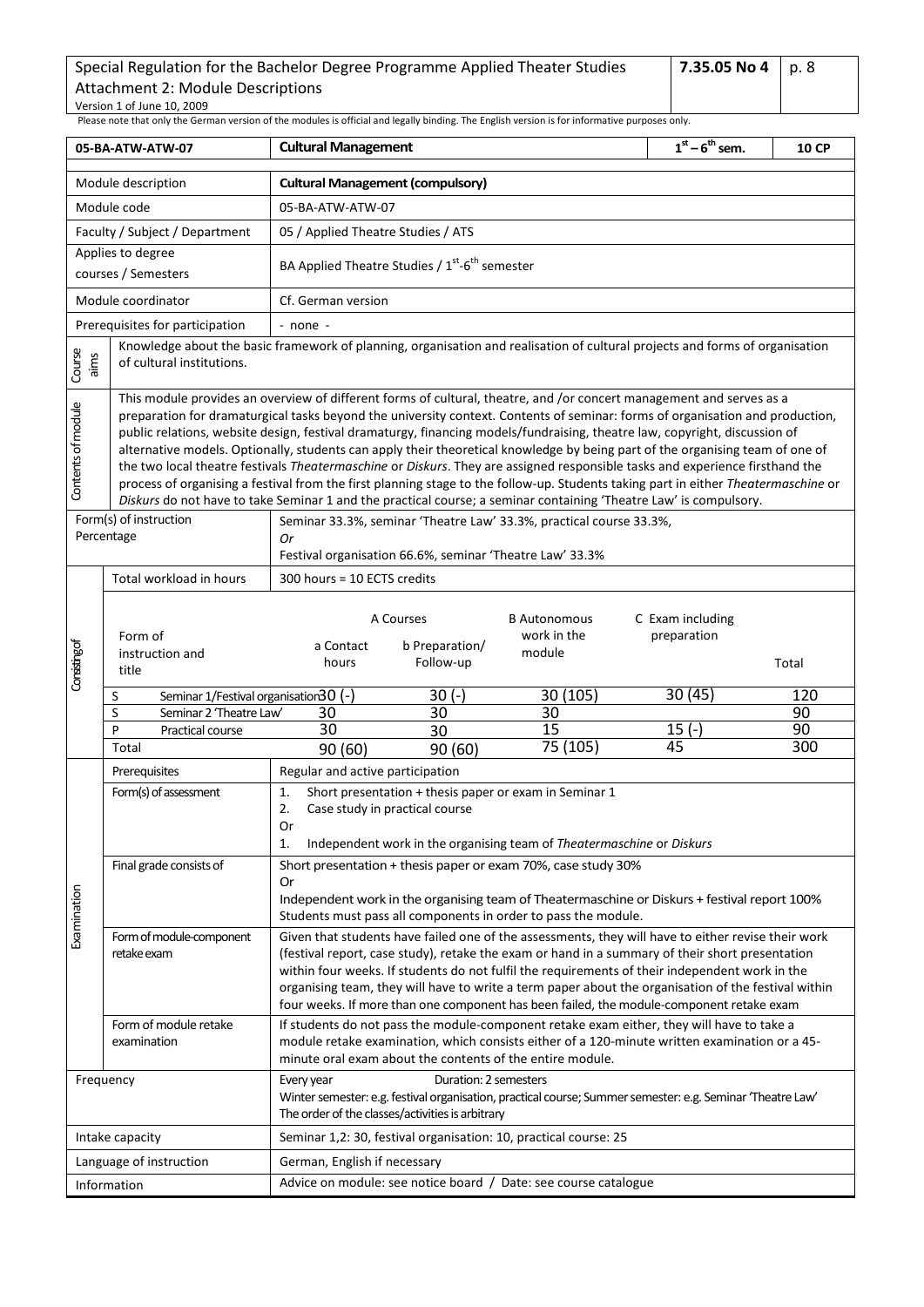Please note that only the German version of the modules is official and legally binding. The English version is for informative purposes only.

| 05-BA-ATW-ATW-07 | Cultural Management | $1^{st} – 6^{th}$ sem. | 10 CP |
|---|---|---|---|

| | |
|---|---|
| Module description | **Cultural Management (compulsory)** |
| Module code | 05-BA-ATW-ATW-07 |
| Faculty / Subject / Department | 05 / Applied Theatre Studies / ATS |
| Applies to degree courses / Semesters | BA Applied Theatre Studies / $1^{st}$-$6^{th}$ semester |
| Module coordinator | Cf. German version |
| Prerequisites for participation | - none - |
| Course aims | Knowledge about the basic framework of planning, organisation and realisation of cultural projects and forms of organisation of cultural institutions. |
| Contents of module | This module provides an overview of different forms of cultural, theatre, and /or concert management and serves as a preparation for dramaturgical tasks beyond the university context. Contents of seminar: forms of organisation and production, public relations, website design, festival dramaturgy, financing models/fundraising, theatre law, copyright, discussion of alternative models. Optionally, students can apply their theoretical knowledge by being part of the organising team of one of the two local theatre festivals *Theatermaschine* or *Diskurs*. They are assigned responsible tasks and experience firsthand the process of organising a festival from the first planning stage to the follow-up. Students taking part in either *Theatermaschine* or *Diskurs* do not have to take Seminar 1 and the practical course; a seminar containing 'Theatre Law' is compulsory. |
| Form(s) of instruction Percentage | Seminar 33.3%, seminar 'Theatre Law' 33.3%, practical course 33.3%, *Or* Festival organisation 66.6%, seminar 'Theatre Law' 33.3% |

| Consisting of | | | | | | |
|---|---|---|---|---|---|---|
| Total workload in hours | 300 hours = 10 ECTS credits | | | | | |
| Form of instruction and title | | A Courses | | B Autonomous work in the module | C Exam including preparation | Total |
| | | a Contact hours | b Preparation/ Follow-up | | | |
| S | Seminar 1/Festival organisation | 30 (-) | 30 (-) | 30 (105) | 30 (45) | 120 |
| S | Seminar 2 'Theatre Law' | 30 | 30 | 30 | | 90 |
| P | Practical course | 30 | 30 | 15 | 15 (-) | 90 |
| Total | | 90 (60) | 90 (60) | 75 (105) | 45 | 300 |

| Examination | |
|---|---|
| Prerequisites | Regular and active participation |
| Form(s) of assessment | 1. Short presentation + thesis paper or exam in Seminar 1<br>2. Case study in practical course<br>Or<br>1. Independent work in the organising team of *Theatermaschine* or *Diskurs* |
| Final grade consists of | Short presentation + thesis paper or exam 70%, case study 30%<br>Or<br>Independent work in the organising team of Theatermaschine or Diskurs + festival report 100%<br>Students must pass all components in order to pass the module. |
| Form of module-component retake exam | Given that students have failed one of the assessments, they will have to either revise their work (festival report, case study), retake the exam or hand in a summary of their short presentation within four weeks. If students do not fulfil the requirements of their independent work in the organising team, they will have to write a term paper about the organisation of the festival within four weeks. If more than one component has been failed, the module-component retake exam |
| Form of module retake examination | If students do not pass the module-component retake exam either, they will have to take a module retake examination, which consists either of a 120-minute written examination or a 45-minute oral exam about the contents of the entire module. |

| | |
|---|---|
| Frequency | Every year Duration: 2 semesters<br>Winter semester: e.g. festival organisation, practical course; Summer semester: e.g. Seminar 'Theatre Law'<br>The order of the classes/activities is arbitrary |
| Intake capacity | Seminar 1,2: 30, festival organisation: 10, practical course: 25 |
| Language of instruction | German, English if necessary |
| Information | Advice on module: see notice board / Date: see course catalogue |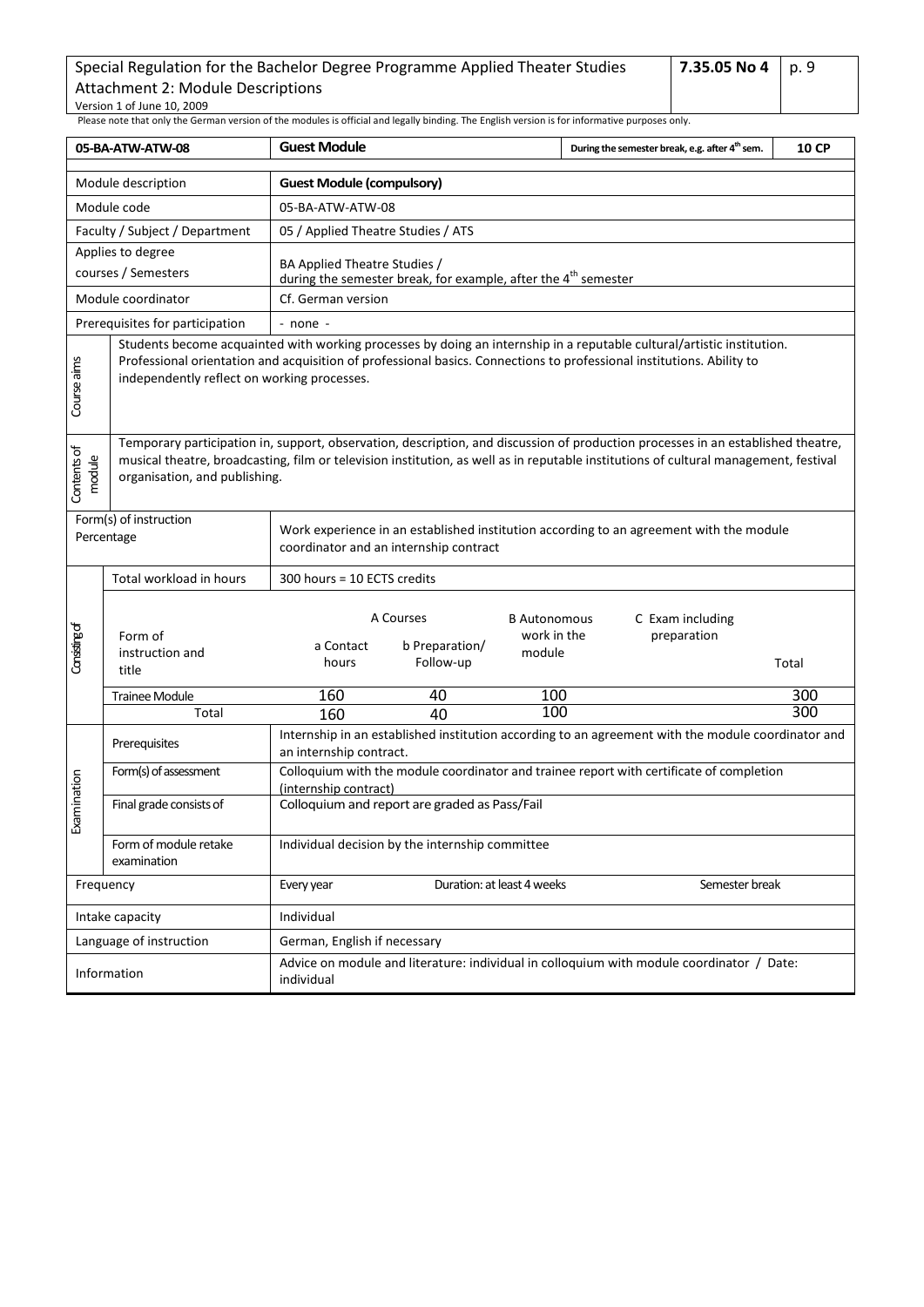Please note that only the German version of the modules is official and legally binding. The English version is for informative purposes only.

| 05-BA-ATW-ATW-08 | | Guest Module | | | | During the semester break, e.g. after 4th sem. | 10 CP |
|---|---|---|---|---|---|---|---|
| Module description | | **Guest Module (compulsory)** | | | | | |
| Module code | | 05-BA-ATW-ATW-08 | | | | | |
| Faculty / Subject / Department | | 05 / Applied Theatre Studies / ATS | | | | | |
| Applies to degree courses / Semesters | | BA Applied Theatre Studies / during the semester break, for example, after the 4th semester | | | | | |
| Module coordinator | | Cf. German version | | | | | |
| Prerequisites for participation | | - none - | | | | | |
| Course aims | Students become acquainted with working processes by doing an internship in a reputable cultural/artistic institution. Professional orientation and acquisition of professional basics. Connections to professional institutions. Ability to independently reflect on working processes. | | | | | | |
| Contents of module | Temporary participation in, support, observation, description, and discussion of production processes in an established theatre, musical theatre, broadcasting, film or television institution, as well as in reputable institutions of cultural management, festival organisation, and publishing. | | | | | | |
| Form(s) of instruction Percentage | | Work experience in an established institution according to an agreement with the module coordinator and an internship contract | | | | | |
| Consisting of | Total workload in hours | 300 hours = 10 ECTS credits | | | | | |
| | Form of instruction and title | A Courses: a Contact hours | A Courses: b Preparation/ Follow-up | B Autonomous work in the module | C Exam including preparation | | Total |
| | Trainee Module | 160 | 40 | 100 | | | 300 |
| | Total | 160 | 40 | 100 | | | 300 |
| Examination | Prerequisites | Internship in an established institution according to an agreement with the module coordinator and an internship contract. | | | | | |
| | Form(s) of assessment | Colloquium with the module coordinator and trainee report with certificate of completion (internship contract) | | | | | |
| | Final grade consists of | Colloquium and report are graded as Pass/Fail | | | | | |
| | Form of module retake examination | Individual decision by the internship committee | | | | | |
| Frequency | | Every year | | Duration: at least 4 weeks | | Semester break | |
| Intake capacity | | Individual | | | | | |
| Language of instruction | | German, English if necessary | | | | | |
| Information | | Advice on module and literature: individual in colloquium with module coordinator / Date: individual | | | | | |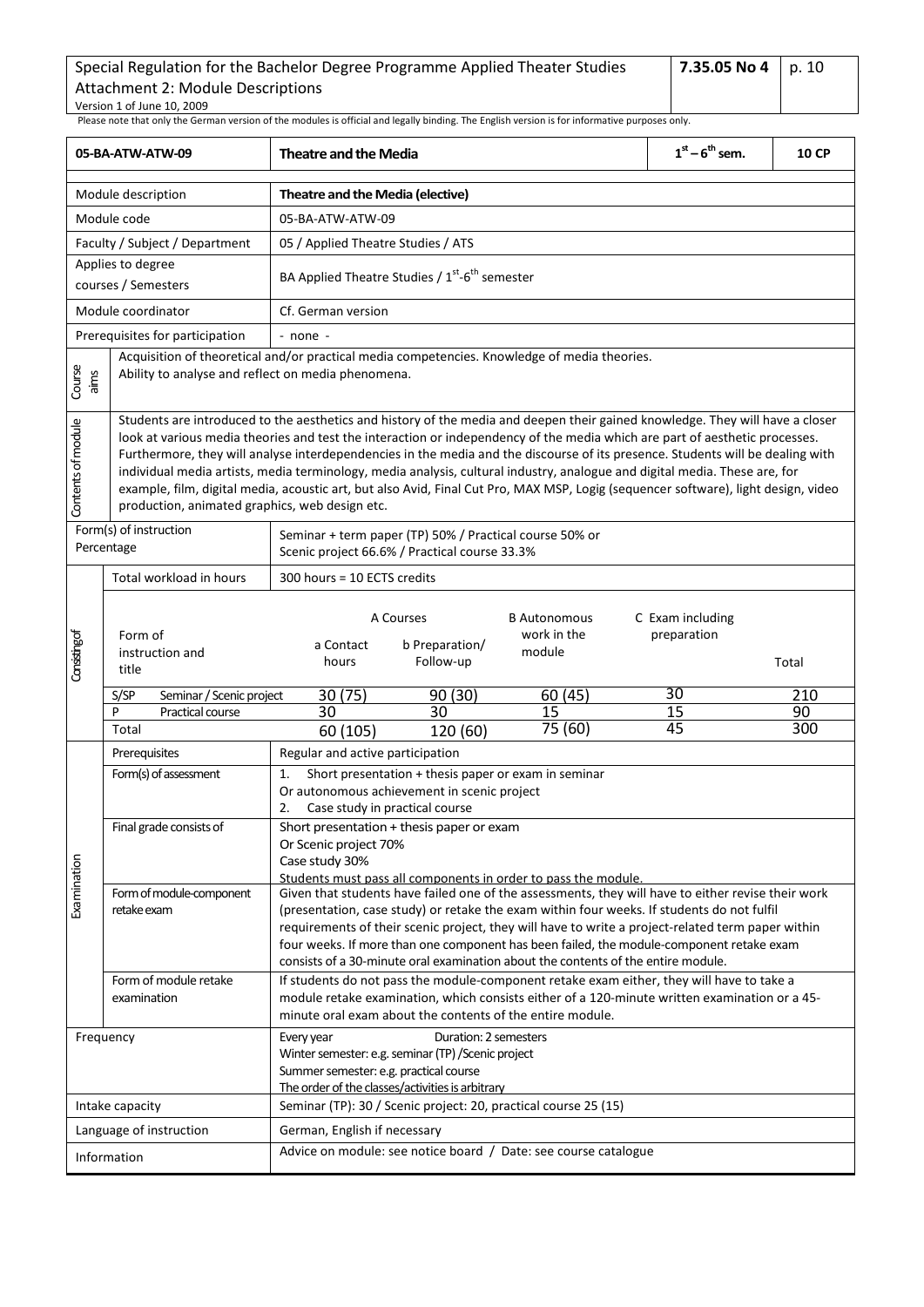Please note that only the German version of the modules is official and legally binding. The English version is for informative purposes only.

| 05-BA-ATW-ATW-09 | Theatre and the Media | 1st – 6th sem. | 10 CP |
|---|---|---|---|

| | |
|---|---|
| Module description | **Theatre and the Media (elective)** |
| Module code | 05-BA-ATW-ATW-09 |
| Faculty / Subject / Department | 05 / Applied Theatre Studies / ATS |
| Applies to degree courses / Semesters | BA Applied Theatre Studies / 1st-6th semester |
| Module coordinator | Cf. German version |
| Prerequisites for participation | - none - |
| Course aims | Acquisition of theoretical and/or practical media competencies. Knowledge of media theories. Ability to analyse and reflect on media phenomena. |
| Contents of module | Students are introduced to the aesthetics and history of the media and deepen their gained knowledge. They will have a closer look at various media theories and test the interaction or independency of the media which are part of aesthetic processes. Furthermore, they will analyse interdependencies in the media and the discourse of its presence. Students will be dealing with individual media artists, media terminology, media analysis, cultural industry, analogue and digital media. These are, for example, film, digital media, acoustic art, but also Avid, Final Cut Pro, MAX MSP, Logig (sequencer software), light design, video production, animated graphics, web design etc. |
| Form(s) of instruction Percentage | Seminar + term paper (TP) 50% / Practical course 50% or Scenic project 66.6% / Practical course 33.3% |
| Total workload in hours | 300 hours = 10 ECTS credits |

**Consisting of**

| Form of instruction and title | | A Courses: a Contact hours | A Courses: b Preparation/ Follow-up | B Autonomous work in the module | C Exam including preparation | Total |
|---|---|---|---|---|---|---|
| S/SP | Seminar / Scenic project | 30 (75) | 90 (30) | 60 (45) | 30 | 210 |
| P | Practical course | 30 | 30 | 15 | 15 | 90 |
| Total | | 60 (105) | 120 (60) | 75 (60) | 45 | 300 |

**Examination**

| | |
|---|---|
| Prerequisites | Regular and active participation |
| Form(s) of assessment | 1. Short presentation + thesis paper or exam in seminar<br>Or autonomous achievement in scenic project<br>2. Case study in practical course |
| Final grade consists of | Short presentation + thesis paper or exam<br>Or Scenic project 70%<br>Case study 30%<br>Students must pass all components in order to pass the module. |
| Form of module-component retake exam | Given that students have failed one of the assessments, they will have to either revise their work (presentation, case study) or retake the exam within four weeks. If students do not fulfil requirements of their scenic project, they will have to write a project-related term paper within four weeks. If more than one component has been failed, the module-component retake exam consists of a 30-minute oral examination about the contents of the entire module. |
| Form of module retake examination | If students do not pass the module-component retake exam either, they will have to take a module retake examination, which consists either of a 120-minute written examination or a 45-minute oral exam about the contents of the entire module. |

| | |
|---|---|
| Frequency | Every year — Duration: 2 semesters<br>Winter semester: e.g. seminar (TP) /Scenic project<br>Summer semester: e.g. practical course<br>The order of the classes/activities is arbitrary |
| Intake capacity | Seminar (TP): 30 / Scenic project: 20, practical course 25 (15) |
| Language of instruction | German, English if necessary |
| Information | Advice on module: see notice board / Date: see course catalogue |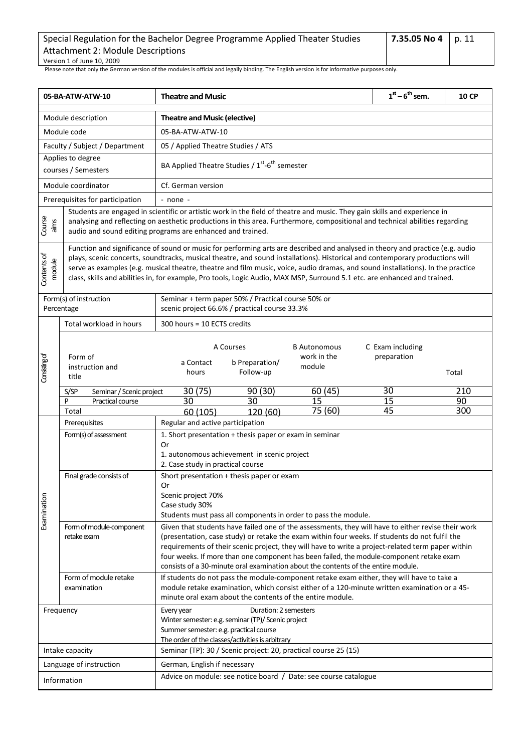Please note that only the German version of the modules is official and legally binding. The English version is for informative purposes only.

| 05-BA-ATW-ATW-10 | Theatre and Music | $1^{st} – 6^{th}$ sem. | 10 CP |
|---|---|---|---|
| Module description | **Theatre and Music (elective)** | | |
| Module code | 05-BA-ATW-ATW-10 | | |
| Faculty / Subject / Department | 05 / Applied Theatre Studies / ATS | | |
| Applies to degree courses / Semesters | BA Applied Theatre Studies / $1^{st}$-$6^{th}$ semester | | |
| Module coordinator | Cf. German version | | |
| Prerequisites for participation | - none - | | |
| Course aims | Students are engaged in scientific or artistic work in the field of theatre and music. They gain skills and experience in analysing and reflecting on aesthetic productions in this area. Furthermore, compositional and technical abilities regarding audio and sound editing programs are enhanced and trained. | | |
| Contents of module | Function and significance of sound or music for performing arts are described and analysed in theory and practice (e.g. audio plays, scenic concerts, soundtracks, musical theatre, and sound installations). Historical and contemporary productions will serve as examples (e.g. musical theatre, theatre and film music, voice, audio dramas, and sound installations). In the practice class, skills and abilities in, for example, Pro tools, Logic Audio, MAX MSP, Surround 5.1 etc. are enhanced and trained. | | |
| Form(s) of instruction Percentage | Seminar + term paper 50% / Practical course 50% or scenic project 66.6% / practical course 33.3% | | |
| Total workload in hours | 300 hours = 10 ECTS credits | | |

**Consisting of**

| Form of instruction and title | A Courses: a Contact hours | A Courses: b Preparation/ Follow-up | B Autonomous work in the module | C Exam including preparation | Total |
|---|---|---|---|---|---|
| S/SP Seminar / Scenic project | 30 (75) | 90 (30) | 60 (45) | 30 | 210 |
| P Practical course | 30 | 30 | 15 | 15 | 90 |
| Total | 60 (105) | 120 (60) | 75 (60) | 45 | 300 |

**Examination**

| | |
|---|---|
| Prerequisites | Regular and active participation |
| Form(s) of assessment | 1. Short presentation + thesis paper or exam in seminar<br>Or<br>1. autonomous achievement in scenic project<br>2. Case study in practical course |
| Final grade consists of | Short presentation + thesis paper or exam<br>Or<br>Scenic project 70%<br>Case study 30%<br>Students must pass all components in order to pass the module. |
| Form of module-component retake exam | Given that students have failed one of the assessments, they will have to either revise their work (presentation, case study) or retake the exam within four weeks. If students do not fulfil the requirements of their scenic project, they will have to write a project-related term paper within four weeks. If more than one component has been failed, the module-component retake exam consists of a 30-minute oral examination about the contents of the entire module. |
| Form of module retake examination | If students do not pass the module-component retake exam either, they will have to take a module retake examination, which consist either of a 120-minute written examination or a 45-minute oral exam about the contents of the entire module. |

| | |
|---|---|
| Frequency | Every year Duration: 2 semesters<br>Winter semester: e.g. seminar (TP)/ Scenic project<br>Summer semester: e.g. practical course<br>The order of the classes/activities is arbitrary |
| Intake capacity | Seminar (TP): 30 / Scenic project: 20, practical course 25 (15) |
| Language of instruction | German, English if necessary |
| Information | Advice on module: see notice board / Date: see course catalogue |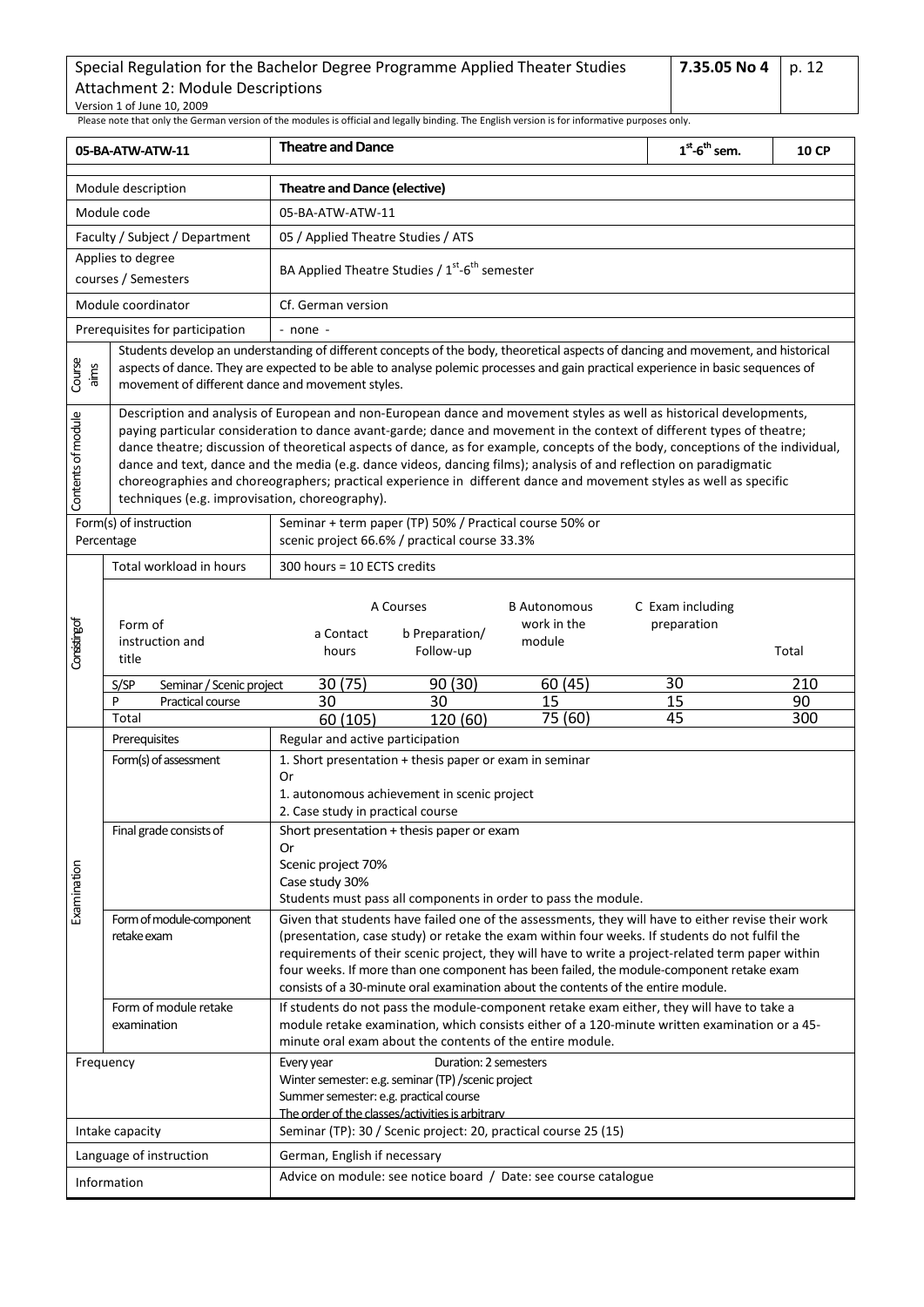Please note that only the German version of the modules is official and legally binding. The English version is for informative purposes only.

| 05-BA-ATW-ATW-11 | Theatre and Dance | $1^{st}$-$6^{th}$ sem. | 10 CP |
|---|---|---|---|

| | |
|---|---|
| Module description | **Theatre and Dance (elective)** |
| Module code | 05-BA-ATW-ATW-11 |
| Faculty / Subject / Department | 05 / Applied Theatre Studies / ATS |
| Applies to degree courses / Semesters | BA Applied Theatre Studies / $1^{st}$-$6^{th}$ semester |
| Module coordinator | Cf. German version |
| Prerequisites for participation | - none - |
| Course aims | Students develop an understanding of different concepts of the body, theoretical aspects of dancing and movement, and historical aspects of dance. They are expected to be able to analyse polemic processes and gain practical experience in basic sequences of movement of different dance and movement styles. |
| Contents of module | Description and analysis of European and non-European dance and movement styles as well as historical developments, paying particular consideration to dance avant-garde; dance and movement in the context of different types of theatre; dance theatre; discussion of theoretical aspects of dance, as for example, concepts of the body, conceptions of the individual, dance and text, dance and the media (e.g. dance videos, dancing films); analysis of and reflection on paradigmatic choreographies and choreographers; practical experience in different dance and movement styles as well as specific techniques (e.g. improvisation, choreography). |
| Form(s) of instruction Percentage | Seminar + term paper (TP) 50% / Practical course 50% or scenic project 66.6% / practical course 33.3% |
| Total workload in hours | 300 hours = 10 ECTS credits |

| Form of instruction and title | A Courses: a Contact hours | A Courses: b Preparation/ Follow-up | B Autonomous work in the module | C Exam including preparation | Total |
|---|---|---|---|---|---|
| S/SP Seminar / Scenic project | 30 (75) | 90 (30) | 60 (45) | 30 | 210 |
| P Practical course | 30 | 30 | 15 | 15 | 90 |
| Total | 60 (105) | 120 (60) | 75 (60) | 45 | 300 |

| Examination | |
|---|---|
| Prerequisites | Regular and active participation |
| Form(s) of assessment | 1. Short presentation + thesis paper or exam in seminar<br>Or<br>1. autonomous achievement in scenic project<br>2. Case study in practical course |
| Final grade consists of | Short presentation + thesis paper or exam<br>Or<br>Scenic project 70%<br>Case study 30%<br>Students must pass all components in order to pass the module. |
| Form of module-component retake exam | Given that students have failed one of the assessments, they will have to either revise their work (presentation, case study) or retake the exam within four weeks. If students do not fulfil the requirements of their scenic project, they will have to write a project-related term paper within four weeks. If more than one component has been failed, the module-component retake exam consists of a 30-minute oral examination about the contents of the entire module. |
| Form of module retake examination | If students do not pass the module-component retake exam either, they will have to take a module retake examination, which consists either of a 120-minute written examination or a 45-minute oral exam about the contents of the entire module. |

| | |
|---|---|
| Frequency | Every year — Duration: 2 semesters<br>Winter semester: e.g. seminar (TP) /scenic project<br>Summer semester: e.g. practical course<br>The order of the classes/activities is arbitrary |
| Intake capacity | Seminar (TP): 30 / Scenic project: 20, practical course 25 (15) |
| Language of instruction | German, English if necessary |
| Information | Advice on module: see notice board / Date: see course catalogue |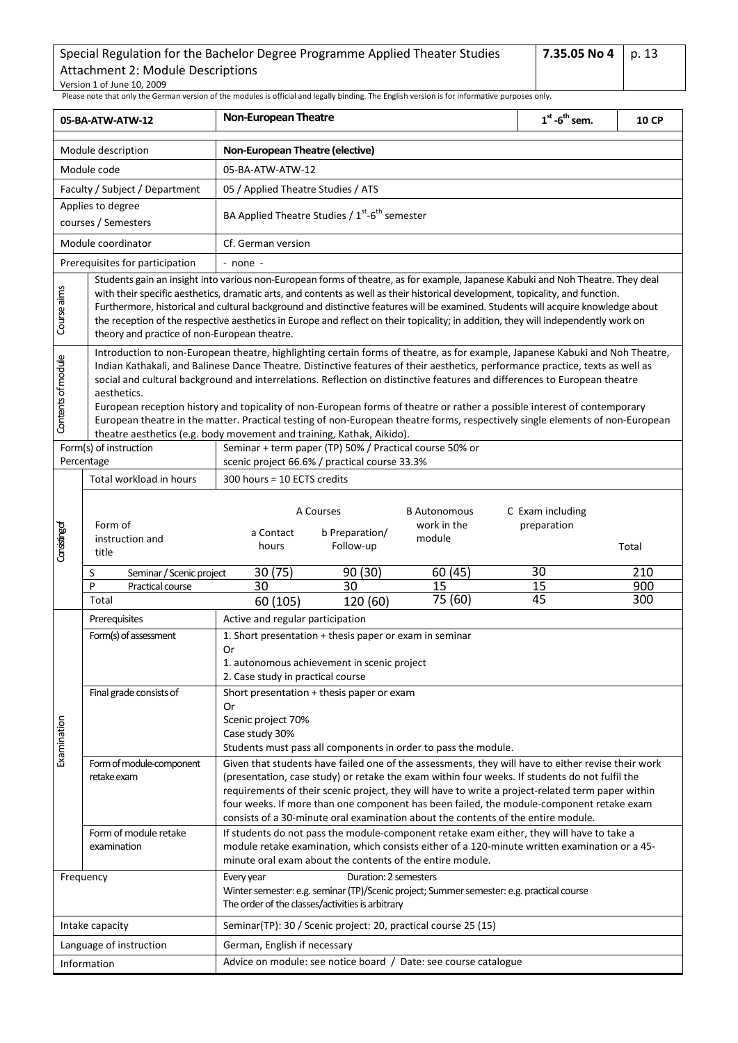Please note that only the German version of the modules is official and legally binding. The English version is for informative purposes only.

| 05-BA-ATW-ATW-12 | Non-European Theatre | $1^{st}$-$6^{th}$ sem. | 10 CP |
|---|---|---|---|

| | |
|---|---|
| Module description | **Non-European Theatre (elective)** |
| Module code | 05-BA-ATW-ATW-12 |
| Faculty / Subject / Department | 05 / Applied Theatre Studies / ATS |
| Applies to degree courses / Semesters | BA Applied Theatre Studies / $1^{st}$-$6^{th}$ semester |
| Module coordinator | Cf. German version |
| Prerequisites for participation | - none - |
| Course aims | Students gain an insight into various non-European forms of theatre, as for example, Japanese Kabuki and Noh Theatre. They deal with their specific aesthetics, dramatic arts, and contents as well as their historical development, topicality, and function. Furthermore, historical and cultural background and distinctive features will be examined. Students will acquire knowledge about the reception of the respective aesthetics in Europe and reflect on their topicality; in addition, they will independently work on theory and practice of non-European theatre. |
| Contents of module | Introduction to non-European theatre, highlighting certain forms of theatre, as for example, Japanese Kabuki and Noh Theatre, Indian Kathakali, and Balinese Dance Theatre. Distinctive features of their aesthetics, performance practice, texts as well as social and cultural background and interrelations. Reflection on distinctive features and differences to European theatre aesthetics.<br>European reception history and topicality of non-European forms of theatre or rather a possible interest of contemporary European theatre in the matter. Practical testing of non-European theatre forms, respectively single elements of non-European theatre aesthetics (e.g. body movement and training, Kathak, Aikido). |
| Form(s) of instruction Percentage | Seminar + term paper (TP) 50% / Practical course 50% or scenic project 66.6% / practical course 33.3% |
| Total workload in hours | 300 hours = 10 ECTS credits |

**Consisting of**

| Form of instruction and title | A Courses: a Contact hours | A Courses: b Preparation/ Follow-up | B Autonomous work in the module | C Exam including preparation | Total |
|---|---|---|---|---|---|
| S Seminar / Scenic project | 30 (75) | 90 (30) | 60 (45) | 30 | 210 |
| P Practical course | 30 | 30 | 15 | 15 | 900 |
| Total | 60 (105) | 120 (60) | 75 (60) | 45 | 300 |

**Examination**

| | |
|---|---|
| Prerequisites | Active and regular participation |
| Form(s) of assessment | 1. Short presentation + thesis paper or exam in seminar<br>Or<br>1. autonomous achievement in scenic project<br>2. Case study in practical course |
| Final grade consists of | Short presentation + thesis paper or exam<br>Or<br>Scenic project 70%<br>Case study 30%<br>Students must pass all components in order to pass the module. |
| Form of module-component retake exam | Given that students have failed one of the assessments, they will have to either revise their work (presentation, case study) or retake the exam within four weeks. If students do not fulfil the requirements of their scenic project, they will have to write a project-related term paper within four weeks. If more than one component has been failed, the module-component retake exam consists of a 30-minute oral examination about the contents of the entire module. |
| Form of module retake examination | If students do not pass the module-component retake exam either, they will have to take a module retake examination, which consists either of a 120-minute written examination or a 45-minute oral exam about the contents of the entire module. |

| | |
|---|---|
| Frequency | Every year Duration: 2 semesters<br>Winter semester: e.g. seminar (TP)/Scenic project; Summer semester: e.g. practical course<br>The order of the classes/activities is arbitrary |
| Intake capacity | Seminar(TP): 30 / Scenic project: 20, practical course 25 (15) |
| Language of instruction | German, English if necessary |
| Information | Advice on module: see notice board / Date: see course catalogue |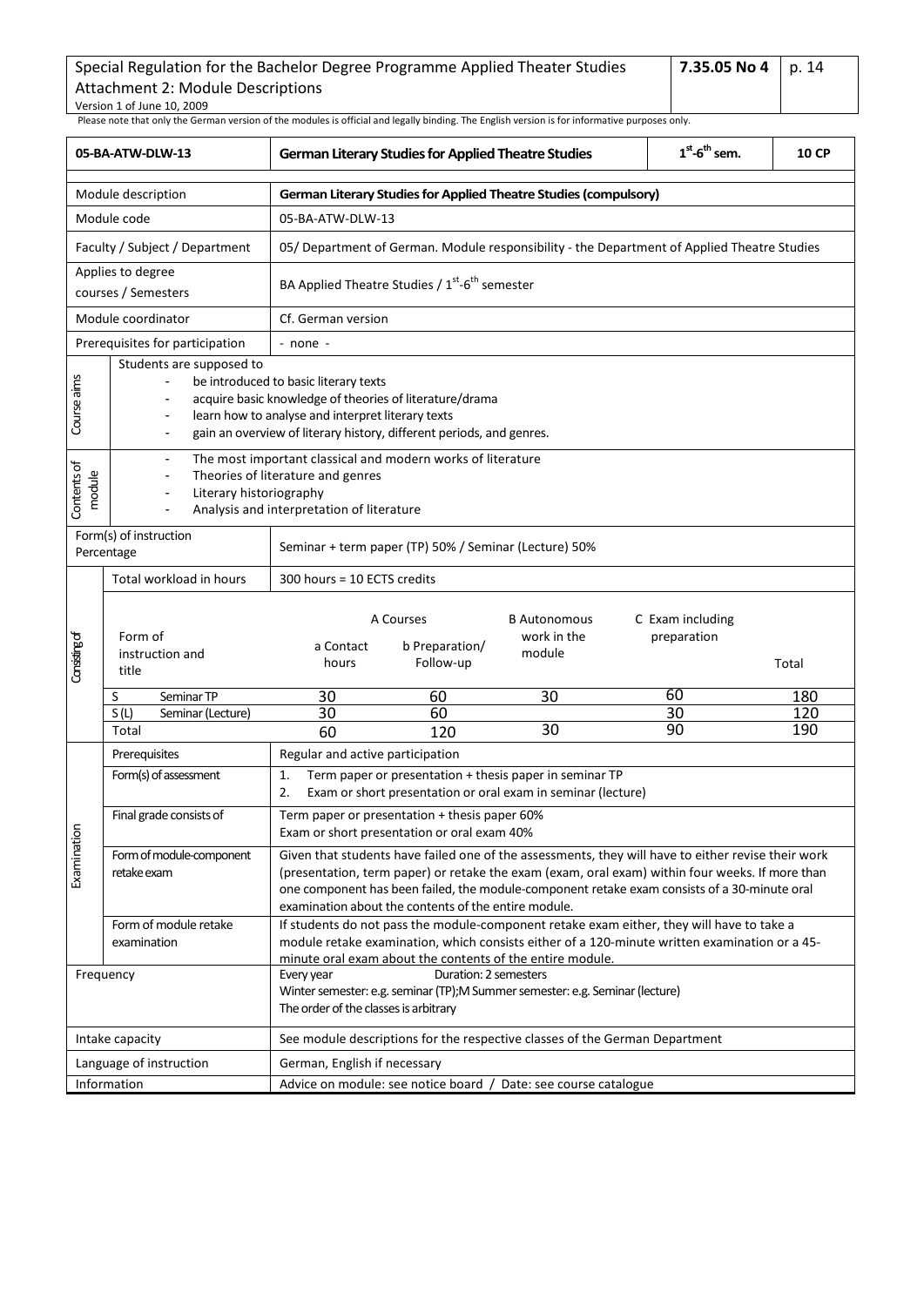Please note that only the German version of the modules is official and legally binding. The English version is for informative purposes only.

| 05-BA-ATW-DLW-13 | German Literary Studies for Applied Theatre Studies | | | | $1^{st}$-$6^{th}$ sem. | 10 CP |
|---|---|---|---|---|---|---|
| Module description | **German Literary Studies for Applied Theatre Studies (compulsory)** | | | | | |
| Module code | 05-BA-ATW-DLW-13 | | | | | |
| Faculty / Subject / Department | 05/ Department of German. Module responsibility - the Department of Applied Theatre Studies | | | | | |
| Applies to degree courses / Semesters | BA Applied Theatre Studies / $1^{st}$-$6^{th}$ semester | | | | | |
| Module coordinator | Cf. German version | | | | | |
| Prerequisites for participation | - none - | | | | | |
| Course aims | Students are supposed to<br>- be introduced to basic literary texts<br>- acquire basic knowledge of theories of literature/drama<br>- learn how to analyse and interpret literary texts<br>- gain an overview of literary history, different periods, and genres. | | | | | |
| Contents of module | - The most important classical and modern works of literature<br>- Theories of literature and genres<br>- Literary historiography<br>- Analysis and interpretation of literature | | | | | |
| Form(s) of instruction Percentage | Seminar + term paper (TP) 50% / Seminar (Lecture) 50% | | | | | |
| Consisting of: Total workload in hours | 300 hours = 10 ECTS credits | | | | | |
| Form of instruction and title | A Courses: a Contact hours | A Courses: b Preparation/ Follow-up | B Autonomous work in the module | C Exam including preparation | | Total |
| S Seminar TP | 30 | 60 | 30 | 60 | | 180 |
| S (L) Seminar (Lecture) | 30 | 60 | | 30 | | 120 |
| Total | 60 | 120 | 30 | 90 | | 190 |
| Examination: Prerequisites | Regular and active participation | | | | | |
| Form(s) of assessment | 1. Term paper or presentation + thesis paper in seminar TP<br>2. Exam or short presentation or oral exam in seminar (lecture) | | | | | |
| Final grade consists of | Term paper or presentation + thesis paper 60%<br>Exam or short presentation or oral exam 40% | | | | | |
| Form of module-component retake exam | Given that students have failed one of the assessments, they will have to either revise their work (presentation, term paper) or retake the exam (exam, oral exam) within four weeks. If more than one component has been failed, the module-component retake exam consists of a 30-minute oral examination about the contents of the entire module. | | | | | |
| Form of module retake examination | If students do not pass the module-component retake exam either, they will have to take a module retake examination, which consists either of a 120-minute written examination or a 45-minute oral exam about the contents of the entire module. | | | | | |
| Frequency | Every year Duration: 2 semesters<br>Winter semester: e.g. seminar (TP);M Summer semester: e.g. Seminar (lecture)<br>The order of the classes is arbitrary | | | | | |
| Intake capacity | See module descriptions for the respective classes of the German Department | | | | | |
| Language of instruction | German, English if necessary | | | | | |
| Information | Advice on module: see notice board / Date: see course catalogue | | | | | |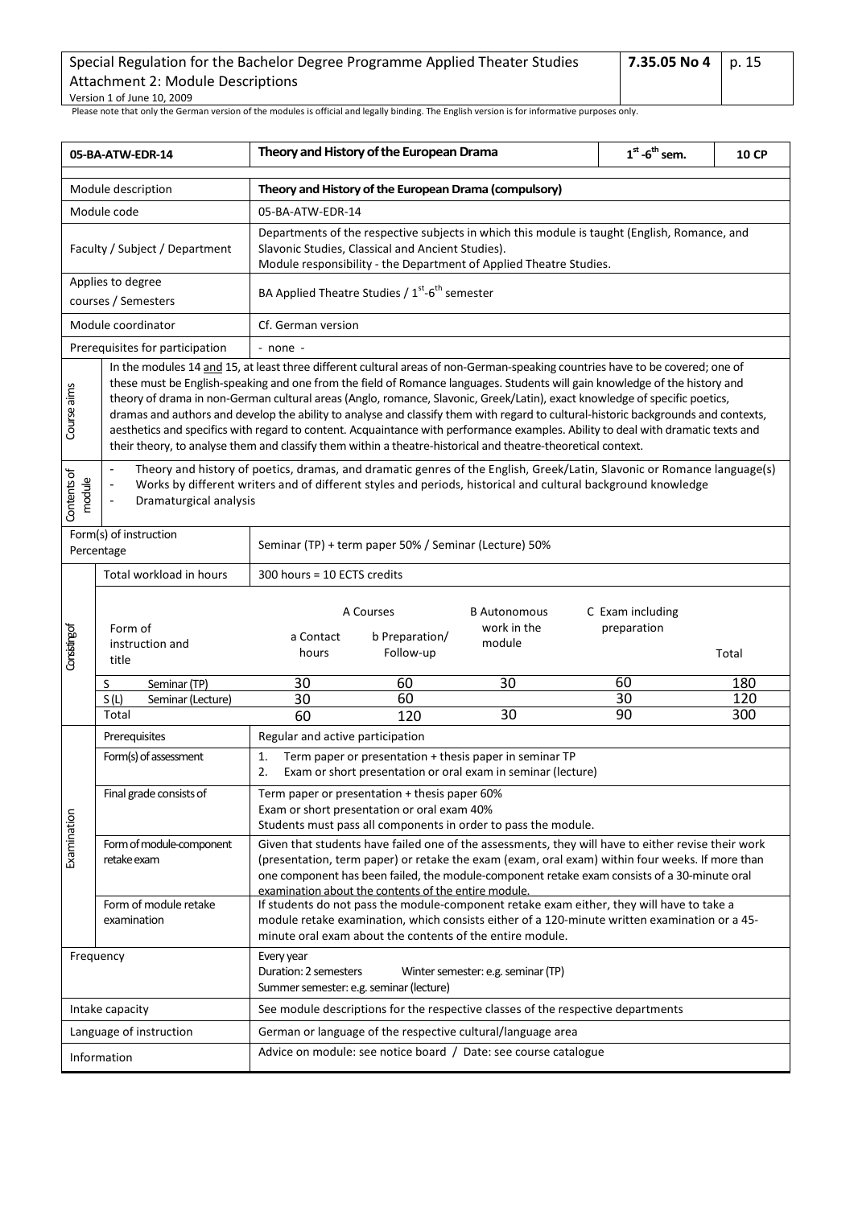Please note that only the German version of the modules is official and legally binding. The English version is for informative purposes only.

| 05-BA-ATW-EDR-14 | **Theory and History of the European Drama** | 1st -6th sem. | **10 CP** |
|---|---|---|---|

| | |
|---|---|
| Module description | **Theory and History of the European Drama (compulsory)** |
| Module code | 05-BA-ATW-EDR-14 |
| Faculty / Subject / Department | Departments of the respective subjects in which this module is taught (English, Romance, and Slavonic Studies, Classical and Ancient Studies). Module responsibility - the Department of Applied Theatre Studies. |
| Applies to degree courses / Semesters | BA Applied Theatre Studies / 1st-6th semester |
| Module coordinator | Cf. German version |
| Prerequisites for participation | - none - |
| Course aims | In the modules 14 and 15, at least three different cultural areas of non-German-speaking countries have to be covered; one of these must be English-speaking and one from the field of Romance languages. Students will gain knowledge of the history and theory of drama in non-German cultural areas (Anglo, romance, Slavonic, Greek/Latin), exact knowledge of specific poetics, dramas and authors and develop the ability to analyse and classify them with regard to cultural-historic backgrounds and contexts, aesthetics and specifics with regard to content. Acquaintance with performance examples. Ability to deal with dramatic texts and their theory, to analyse them and classify them within a theatre-historical and theatre-theoretical context. |
| Contents of module | - Theory and history of poetics, dramas, and dramatic genres of the English, Greek/Latin, Slavonic or Romance language(s)<br>- Works by different writers and of different styles and periods, historical and cultural background knowledge<br>- Dramaturgical analysis |
| Form(s) of instruction Percentage | Seminar (TP) + term paper 50% / Seminar (Lecture) 50% |

| Consisting of | | | | | | |
|---|---|---|---|---|---|---|
| Total workload in hours | 300 hours = 10 ECTS credits | | | | | |
| Form of instruction and title | A Courses: a Contact hours | A Courses: b Preparation/ Follow-up | B Autonomous work in the module | C Exam including preparation | Total |
| S Seminar (TP) | 30 | 60 | 30 | 60 | 180 |
| S (L) Seminar (Lecture) | 30 | 60 | | 30 | 120 |
| Total | 60 | 120 | 30 | 90 | 300 |

| Examination | |
|---|---|
| Prerequisites | Regular and active participation |
| Form(s) of assessment | 1. Term paper or presentation + thesis paper in seminar TP<br>2. Exam or short presentation or oral exam in seminar (lecture) |
| Final grade consists of | Term paper or presentation + thesis paper 60%<br>Exam or short presentation or oral exam 40%<br>Students must pass all components in order to pass the module. |
| Form of module-component retake exam | Given that students have failed one of the assessments, they will have to either revise their work (presentation, term paper) or retake the exam (exam, oral exam) within four weeks. If more than one component has been failed, the module-component retake exam consists of a 30-minute oral examination about the contents of the entire module. |
| Form of module retake examination | If students do not pass the module-component retake exam either, they will have to take a module retake examination, which consists either of a 120-minute written examination or a 45-minute oral exam about the contents of the entire module. |

| | |
|---|---|
| Frequency | Every year<br>Duration: 2 semesters Winter semester: e.g. seminar (TP)<br>Summer semester: e.g. seminar (lecture) |
| Intake capacity | See module descriptions for the respective classes of the respective departments |
| Language of instruction | German or language of the respective cultural/language area |
| Information | Advice on module: see notice board / Date: see course catalogue |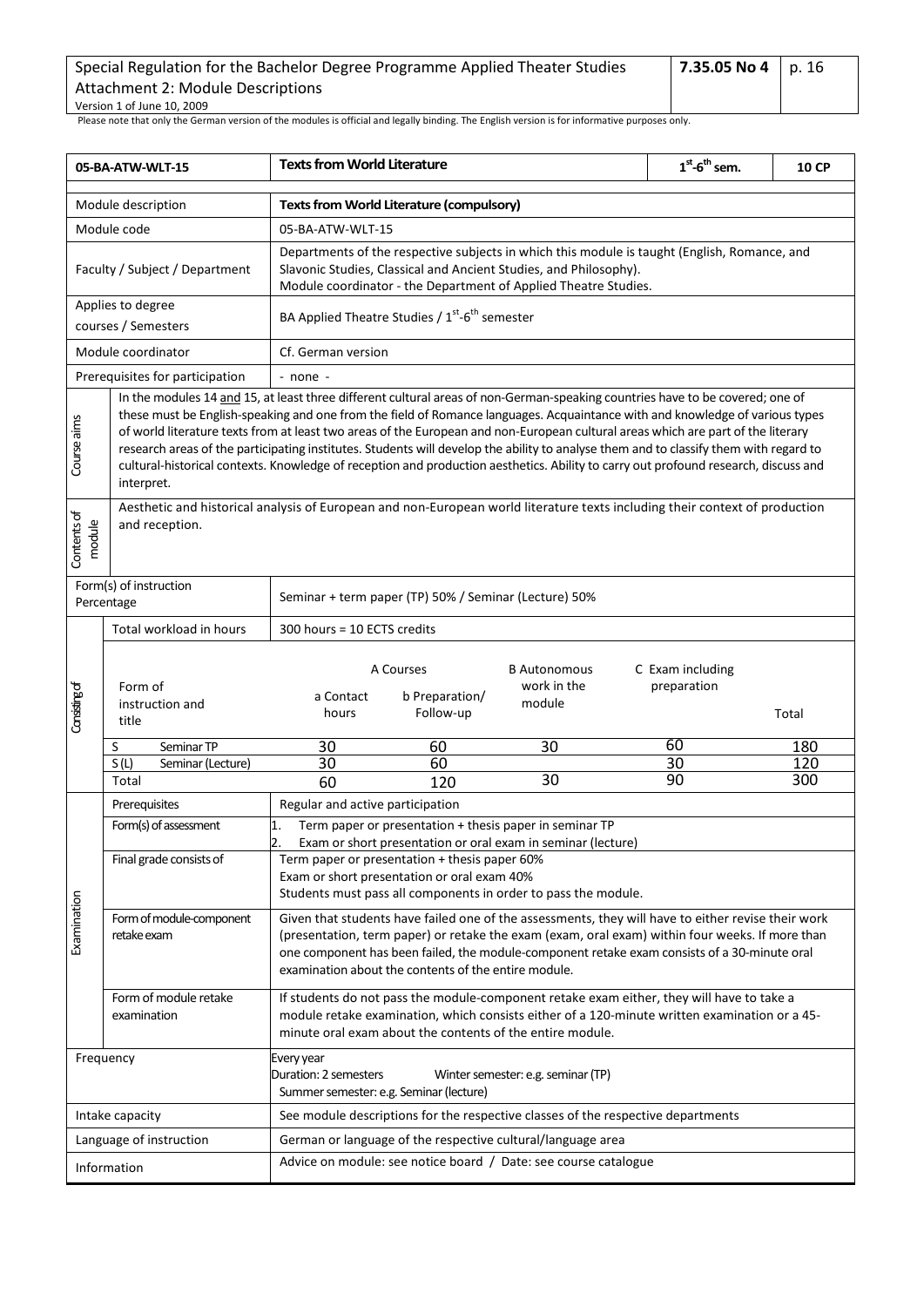Please note that only the German version of the modules is official and legally binding. The English version is for informative purposes only.

| 05-BA-ATW-WLT-15 | Texts from World Literature | | | | $1^{st}$-$6^{th}$ sem. | 10 CP |
|---|---|---|---|---|---|---|
| Module description | **Texts from World Literature (compulsory)** | | | | | |
| Module code | 05-BA-ATW-WLT-15 | | | | | |
| Faculty / Subject / Department | Departments of the respective subjects in which this module is taught (English, Romance, and Slavonic Studies, Classical and Ancient Studies, and Philosophy). Module coordinator - the Department of Applied Theatre Studies. | | | | | |
| Applies to degree courses / Semesters | BA Applied Theatre Studies / $1^{st}$-$6^{th}$ semester | | | | | |
| Module coordinator | Cf. German version | | | | | |
| Prerequisites for participation | - none - | | | | | |
| Course aims | In the modules 14 and 15, at least three different cultural areas of non-German-speaking countries have to be covered; one of these must be English-speaking and one from the field of Romance languages. Acquaintance with and knowledge of various types of world literature texts from at least two areas of the European and non-European cultural areas which are part of the literary research areas of the participating institutes. Students will develop the ability to analyse them and to classify them with regard to cultural-historical contexts. Knowledge of reception and production aesthetics. Ability to carry out profound research, discuss and interpret. | | | | | |
| Contents of module | Aesthetic and historical analysis of European and non-European world literature texts including their context of production and reception. | | | | | |
| Form(s) of instruction Percentage | Seminar + term paper (TP) 50% / Seminar (Lecture) 50% | | | | | |
| Consisting of: Total workload in hours | 300 hours = 10 ECTS credits | | | | | |
| Form of instruction and title | A Courses: a Contact hours | A Courses: b Preparation/ Follow-up | B Autonomous work in the module | C Exam including preparation | | Total |
| S Seminar TP | 30 | 60 | 30 | 60 | | 180 |
| S (L) Seminar (Lecture) | 30 | 60 | | 30 | | 120 |
| Total | 60 | 120 | 30 | 90 | | 300 |
| Examination: Prerequisites | Regular and active participation | | | | | |
| Form(s) of assessment | 1. Term paper or presentation + thesis paper in seminar TP<br>2. Exam or short presentation or oral exam in seminar (lecture) | | | | | |
| Final grade consists of | Term paper or presentation + thesis paper 60%<br>Exam or short presentation or oral exam 40%<br>Students must pass all components in order to pass the module. | | | | | |
| Form of module-component retake exam | Given that students have failed one of the assessments, they will have to either revise their work (presentation, term paper) or retake the exam (exam, oral exam) within four weeks. If more than one component has been failed, the module-component retake exam consists of a 30-minute oral examination about the contents of the entire module. | | | | | |
| Form of module retake examination | If students do not pass the module-component retake exam either, they will have to take a module retake examination, which consists either of a 120-minute written examination or a 45-minute oral exam about the contents of the entire module. | | | | | |
| Frequency | Every year<br>Duration: 2 semesters — Winter semester: e.g. seminar (TP)<br>Summer semester: e.g. Seminar (lecture) | | | | | |
| Intake capacity | See module descriptions for the respective classes of the respective departments | | | | | |
| Language of instruction | German or language of the respective cultural/language area | | | | | |
| Information | Advice on module: see notice board / Date: see course catalogue | | | | | |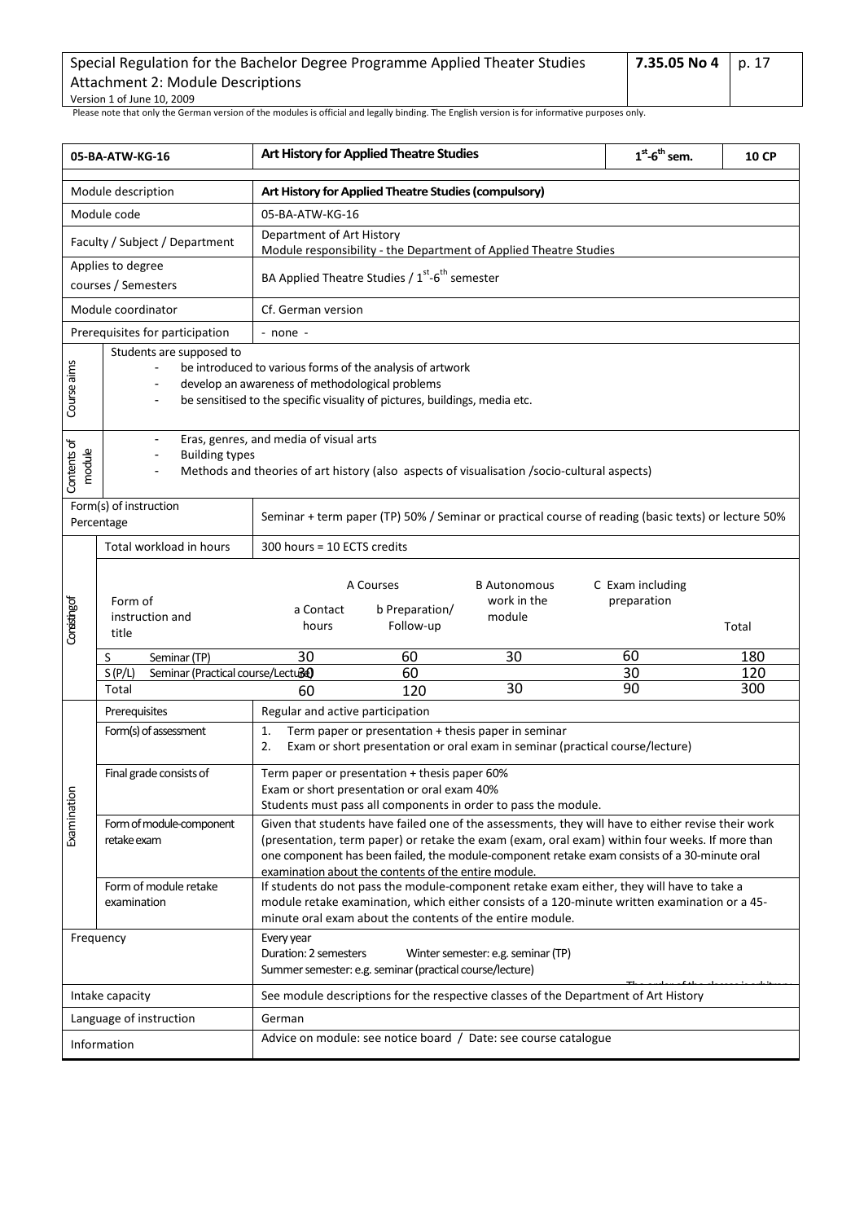Please note that only the German version of the modules is official and legally binding. The English version is for informative purposes only.

| 05-BA-ATW-KG-16 | Art History for Applied Theatre Studies | 1st-6th sem. | 10 CP |
|---|---|---|---|
| Module description | **Art History for Applied Theatre Studies (compulsory)** | | |
| Module code | 05-BA-ATW-KG-16 | | |
| Faculty / Subject / Department | Department of Art History<br>Module responsibility - the Department of Applied Theatre Studies | | |
| Applies to degree courses / Semesters | BA Applied Theatre Studies / 1st-6th semester | | |
| Module coordinator | Cf. German version | | |
| Prerequisites for participation | - none - | | |
| Course aims | Students are supposed to<br>- be introduced to various forms of the analysis of artwork<br>- develop an awareness of methodological problems<br>- be sensitised to the specific visuality of pictures, buildings, media etc. | | |
| Contents of module | - Eras, genres, and media of visual arts<br>- Building types<br>- Methods and theories of art history (also aspects of visualisation /socio-cultural aspects) | | |
| Form(s) of instruction Percentage | Seminar + term paper (TP) 50% / Seminar or practical course of reading (basic texts) or lecture 50% | | |
| Total workload in hours | 300 hours = 10 ECTS credits | | |

**Consisting of**

| Form of instruction and title | A Courses: a Contact hours | A Courses: b Preparation/ Follow-up | B Autonomous work in the module | C Exam including preparation | Total |
|---|---|---|---|---|---|
| S Seminar (TP) | 30 | 60 | 30 | 60 | 180 |
| S (P/L) Seminar (Practical course/Lecture) | 30 | 60 | | 30 | 120 |
| Total | 60 | 120 | 30 | 90 | 300 |

**Examination**

| | |
|---|---|
| Prerequisites | Regular and active participation |
| Form(s) of assessment | 1. Term paper or presentation + thesis paper in seminar<br>2. Exam or short presentation or oral exam in seminar (practical course/lecture) |
| Final grade consists of | Term paper or presentation + thesis paper 60%<br>Exam or short presentation or oral exam 40%<br>Students must pass all components in order to pass the module. |
| Form of module-component retake exam | Given that students have failed one of the assessments, they will have to either revise their work (presentation, term paper) or retake the exam (exam, oral exam) within four weeks. If more than one component has been failed, the module-component retake exam consists of a 30-minute oral examination about the contents of the entire module. |
| Form of module retake examination | If students do not pass the module-component retake exam either, they will have to take a module retake examination, which either consists of a 120-minute written examination or a 45-minute oral exam about the contents of the entire module. |

| | |
|---|---|
| Frequency | Every year<br>Duration: 2 semesters Winter semester: e.g. seminar (TP)<br>Summer semester: e.g. seminar (practical course/lecture)<br>The order of the classes is arbitrary. |
| Intake capacity | See module descriptions for the respective classes of the Department of Art History |
| Language of instruction | German |
| Information | Advice on module: see notice board / Date: see course catalogue |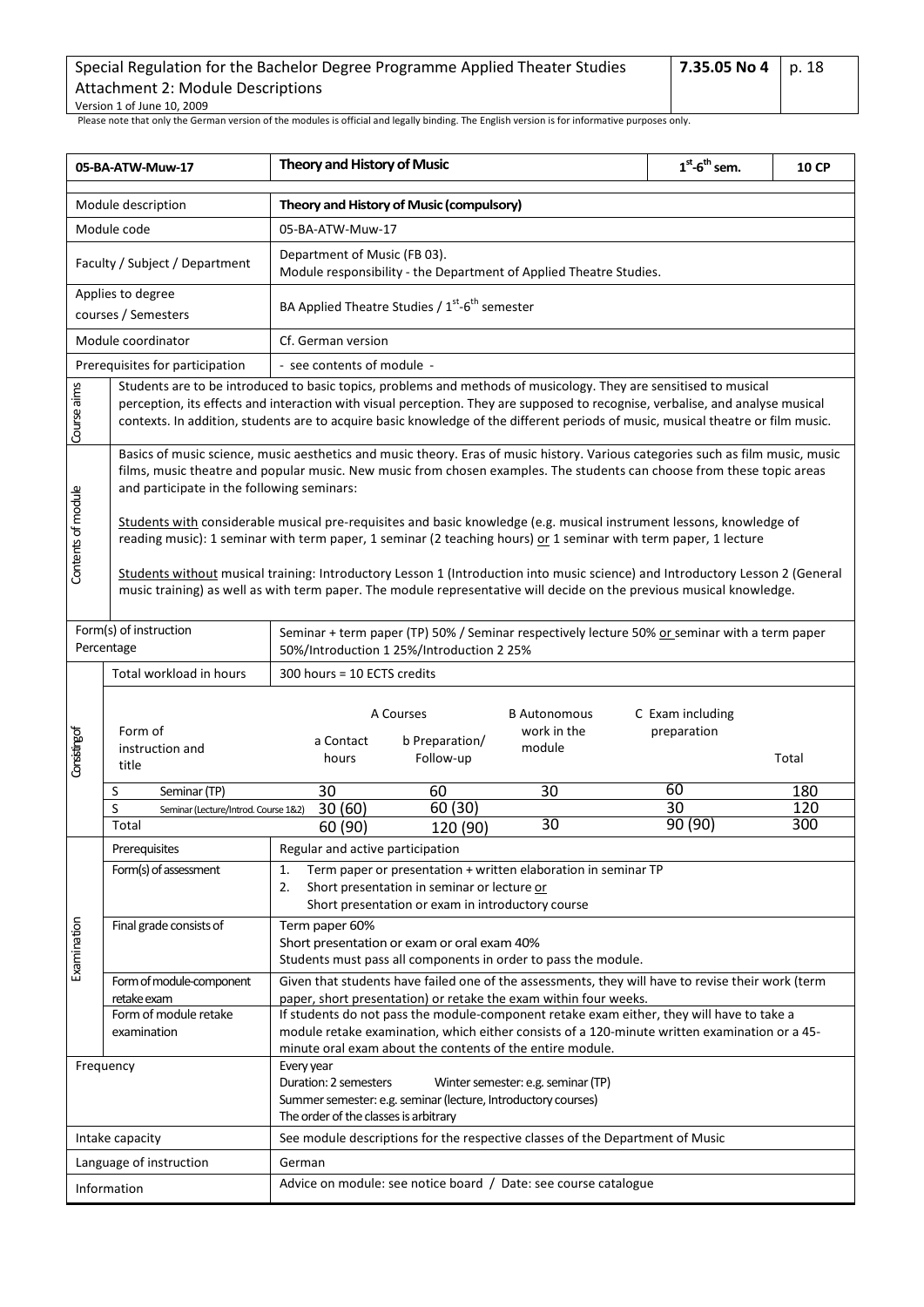Please note that only the German version of the modules is official and legally binding. The English version is for informative purposes only.

| 05-BA-ATW-Muw-17 | Theory and History of Music | | | | $1^{st}$-$6^{th}$ sem. | 10 CP |
|---|---|---|---|---|---|---|
| Module description | **Theory and History of Music (compulsory)** | | | | | |
| Module code | 05-BA-ATW-Muw-17 | | | | | |
| Faculty / Subject / Department | Department of Music (FB 03). Module responsibility - the Department of Applied Theatre Studies. | | | | | |
| Applies to degree courses / Semesters | BA Applied Theatre Studies / $1^{st}$-$6^{th}$ semester | | | | | |
| Module coordinator | Cf. German version | | | | | |
| Prerequisites for participation | - see contents of module - | | | | | |
| Course aims | Students are to be introduced to basic topics, problems and methods of musicology. They are sensitised to musical perception, its effects and interaction with visual perception. They are supposed to recognise, verbalise, and analyse musical contexts. In addition, students are to acquire basic knowledge of the different periods of music, musical theatre or film music. | | | | | |
| Contents of module | Basics of music science, music aesthetics and music theory. Eras of music history. Various categories such as film music, music films, music theatre and popular music. New music from chosen examples. The students can choose from these topic areas and participate in the following seminars:<br><br><u>Students with</u> considerable musical pre-requisites and basic knowledge (e.g. musical instrument lessons, knowledge of reading music): 1 seminar with term paper, 1 seminar (2 teaching hours) <u>or</u> 1 seminar with term paper, 1 lecture<br><br><u>Students without</u> musical training: Introductory Lesson 1 (Introduction into music science) and Introductory Lesson 2 (General music training) as well as with term paper. The module representative will decide on the previous musical knowledge. | | | | | |
| Form(s) of instruction Percentage | Seminar + term paper (TP) 50% / Seminar respectively lecture 50% <u>or</u> seminar with a term paper 50%/Introduction 1 25%/Introduction 2 25% | | | | | |
| Consisting of: Total workload in hours | 300 hours = 10 ECTS credits | | | | | |
| Form of instruction and title | A Courses: a Contact hours | A Courses: b Preparation/ Follow-up | B Autonomous work in the module | C Exam including preparation | | Total |
| S Seminar (TP) | 30 | 60 | 30 | 60 | | 180 |
| S Seminar (Lecture/Introd. Course 1&2) | 30 (60) | 60 (30) | | 30 | | 120 |
| Total | 60 (90) | 120 (90) | 30 | 90 (90) | | 300 |
| Examination: Prerequisites | Regular and active participation | | | | | |
| Form(s) of assessment | 1. Term paper or presentation + written elaboration in seminar TP<br>2. Short presentation in seminar or lecture <u>or</u><br>Short presentation or exam in introductory course | | | | | |
| Final grade consists of | Term paper 60%<br>Short presentation or exam or oral exam 40%<br>Students must pass all components in order to pass the module. | | | | | |
| Form of module-component retake exam | Given that students have failed one of the assessments, they will have to revise their work (term paper, short presentation) or retake the exam within four weeks. | | | | | |
| Form of module retake examination | If students do not pass the module-component retake exam either, they will have to take a module retake examination, which either consists of a 120-minute written examination or a 45-minute oral exam about the contents of the entire module. | | | | | |
| Frequency | Every year<br>Duration: 2 semesters Winter semester: e.g. seminar (TP)<br>Summer semester: e.g. seminar (lecture, Introductory courses)<br>The order of the classes is arbitrary | | | | | |
| Intake capacity | See module descriptions for the respective classes of the Department of Music | | | | | |
| Language of instruction | German | | | | | |
| Information | Advice on module: see notice board / Date: see course catalogue | | | | | |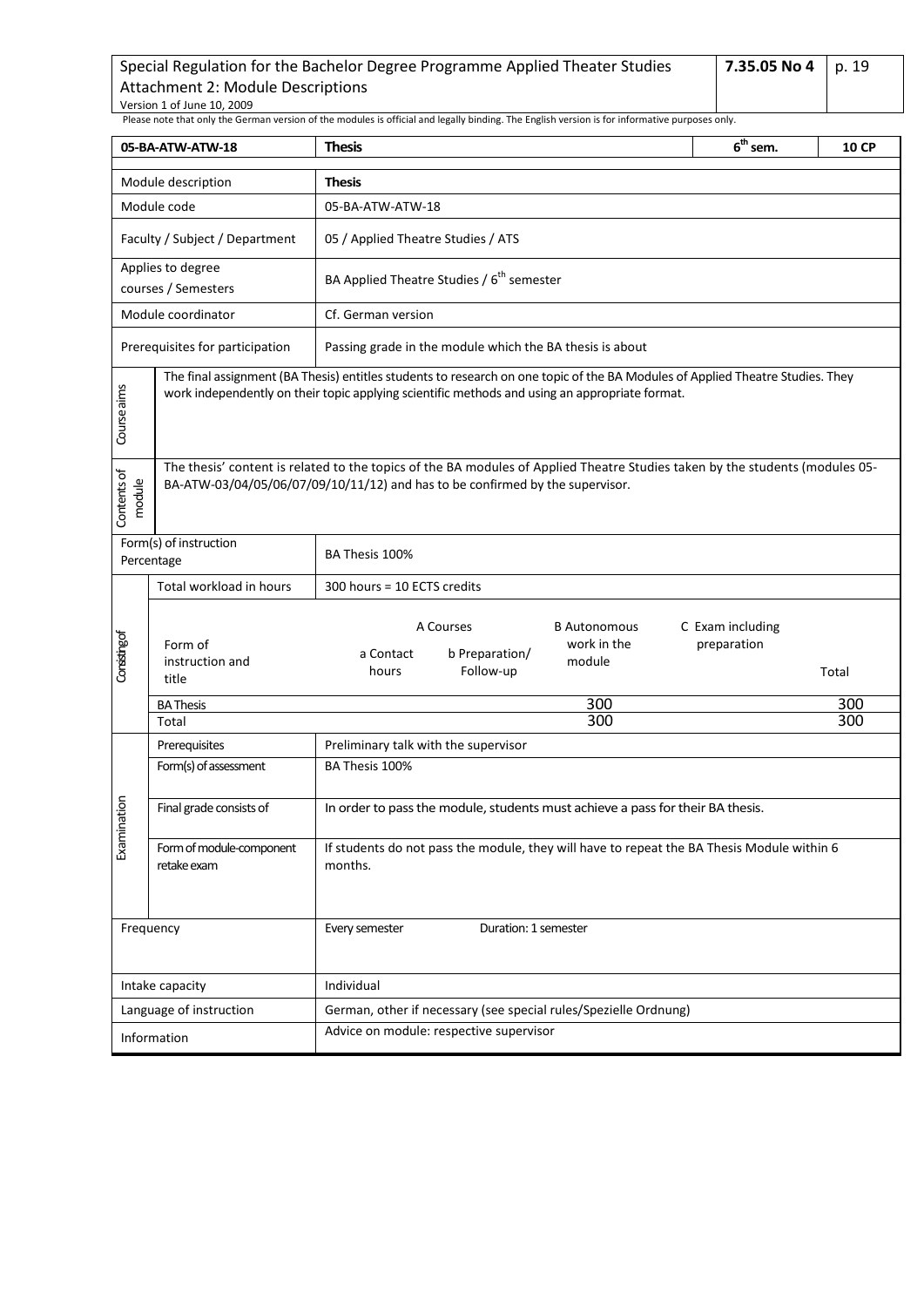Please note that only the German version of the modules is official and legally binding. The English version is for informative purposes only.

| 05-BA-ATW-ATW-18 | | Thesis | | | | 6th sem. | 10 CP |
|---|---|---|---|---|---|---|---|
| Module description | | **Thesis** | | | | | |
| Module code | | 05-BA-ATW-ATW-18 | | | | | |
| Faculty / Subject / Department | | 05 / Applied Theatre Studies / ATS | | | | | |
| Applies to degree courses / Semesters | | BA Applied Theatre Studies / 6th semester | | | | | |
| Module coordinator | | Cf. German version | | | | | |
| Prerequisites for participation | | Passing grade in the module which the BA thesis is about | | | | | |
| Course aims | The final assignment (BA Thesis) entitles students to research on one topic of the BA Modules of Applied Theatre Studies. They work independently on their topic applying scientific methods and using an appropriate format. | | | | | | |
| Contents of module | The thesis' content is related to the topics of the BA modules of Applied Theatre Studies taken by the students (modules 05-BA-ATW-03/04/05/06/07/09/10/11/12) and has to be confirmed by the supervisor. | | | | | | |
| Form(s) of instruction Percentage | | BA Thesis 100% | | | | | |
| Consisting of | Total workload in hours | 300 hours = 10 ECTS credits | | | | | |
| | Form of instruction and title | A Courses: a Contact hours | b Preparation/ Follow-up | B Autonomous work in the module | C Exam including preparation | | Total |
| | BA Thesis | | | 300 | | | 300 |
| | Total | | | 300 | | | 300 |
| Examination | Prerequisites | Preliminary talk with the supervisor | | | | | |
| | Form(s) of assessment | BA Thesis 100% | | | | | |
| | Final grade consists of | In order to pass the module, students must achieve a pass for their BA thesis. | | | | | |
| | Form of module-component retake exam | If students do not pass the module, they will have to repeat the BA Thesis Module within 6 months. | | | | | |
| Frequency | | Every semester | Duration: 1 semester | | | | |
| Intake capacity | | Individual | | | | | |
| Language of instruction | | German, other if necessary (see special rules/Spezielle Ordnung) | | | | | |
| Information | | Advice on module: respective supervisor | | | | | |